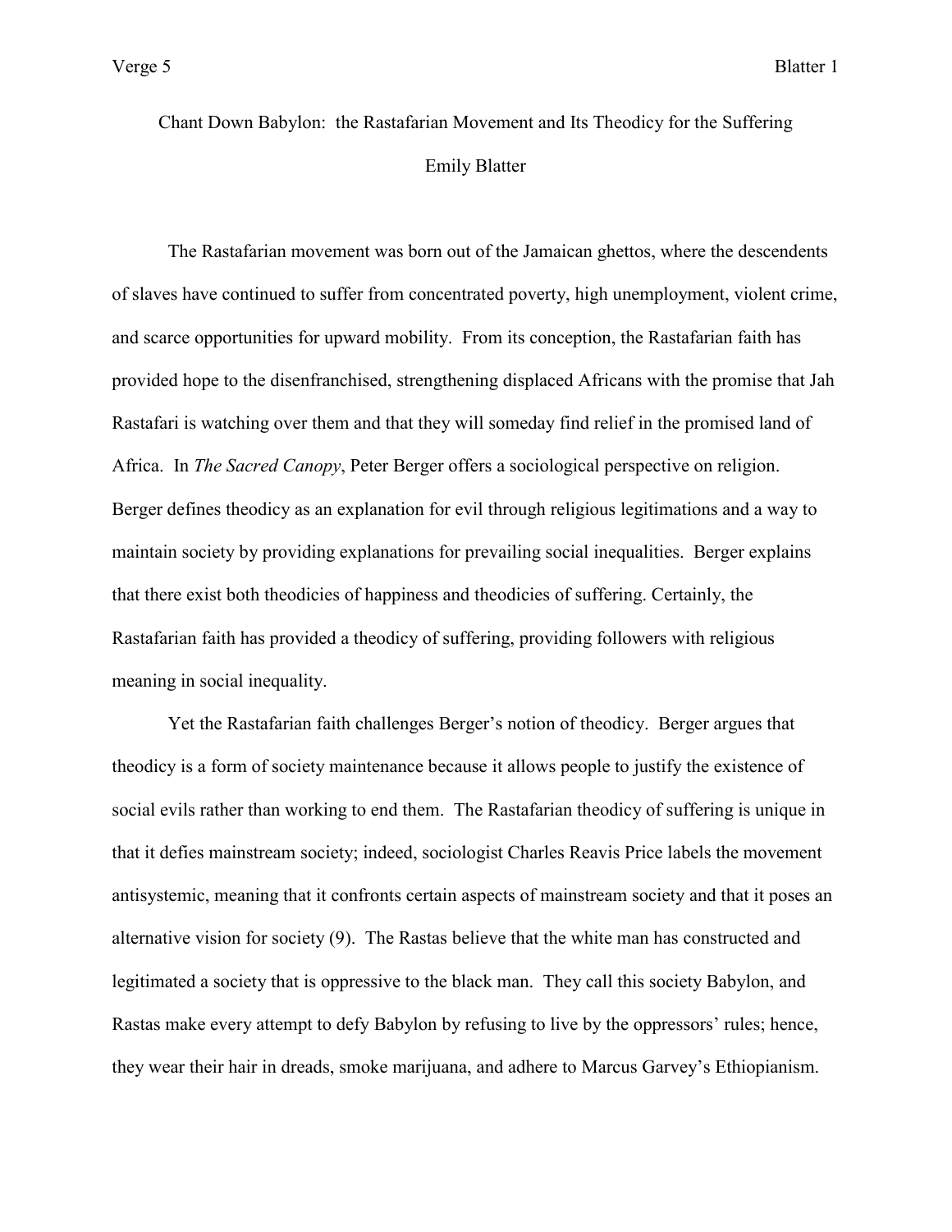# Chant Down Babylon: the Rastafarian Movement and Its Theodicy for the Suffering

Emily Blatter

The Rastafarian movement was born out of the Jamaican ghettos, where the descendents of slaves have continued to suffer from concentrated poverty, high unemployment, violent crime, and scarce opportunities for upward mobility. From its conception, the Rastafarian faith has provided hope to the disenfranchised, strengthening displaced Africans with the promise that Jah Rastafari is watching over them and that they will someday find relief in the promised land of Africa. In *The Sacred Canopy*, Peter Berger offers a sociological perspective on religion. Berger defines theodicy as an explanation for evil through religious legitimations and a way to maintain society by providing explanations for prevailing social inequalities. Berger explains that there exist both theodicies of happiness and theodicies of suffering. Certainly, the Rastafarian faith has provided a theodicy of suffering, providing followers with religious meaning in social inequality.

Yet the Rastafarian faith challenges Berger's notion of theodicy. Berger argues that theodicy is a form of society maintenance because it allows people to justify the existence of social evils rather than working to end them. The Rastafarian theodicy of suffering is unique in that it defies mainstream society; indeed, sociologist Charles Reavis Price labels the movement antisystemic, meaning that it confronts certain aspects of mainstream society and that it poses an alternative vision for society (9). The Rastas believe that the white man has constructed and legitimated a society that is oppressive to the black man. They call this society Babylon, and Rastas make every attempt to defy Babylon by refusing to live by the oppressors' rules; hence, they wear their hair in dreads, smoke marijuana, and adhere to Marcus Garvey's Ethiopianism.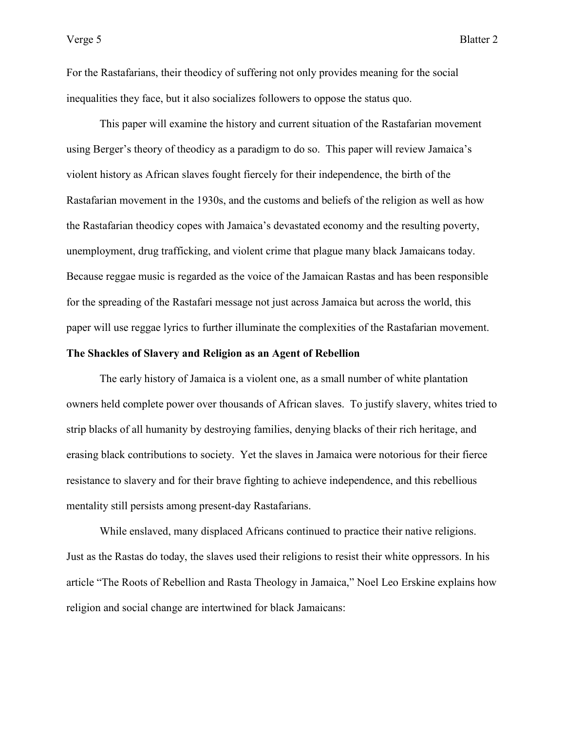For the Rastafarians, their theodicy of suffering not only provides meaning for the social inequalities they face, but it also socializes followers to oppose the status quo.

This paper will examine the history and current situation of the Rastafarian movement using Berger's theory of theodicy as a paradigm to do so. This paper will review Jamaica's violent history as African slaves fought fiercely for their independence, the birth of the Rastafarian movement in the 1930s, and the customs and beliefs of the religion as well as how the Rastafarian theodicy copes with Jamaica's devastated economy and the resulting poverty, unemployment, drug trafficking, and violent crime that plague many black Jamaicans today. Because reggae music is regarded as the voice of the Jamaican Rastas and has been responsible for the spreading of the Rastafari message not just across Jamaica but across the world, this paper will use reggae lyrics to further illuminate the complexities of the Rastafarian movement.

**The Shackles of Slavery and Religion as an Agent of Rebellion**

The early history of Jamaica is a violent one, as a small number of white plantation owners held complete power over thousands of African slaves. To justify slavery, whites tried to strip blacks of all humanity by destroying families, denying blacks of their rich heritage, and erasing black contributions to society. Yet the slaves in Jamaica were notorious for their fierce resistance to slavery and for their brave fighting to achieve independence, and this rebellious mentality still persists among present-day Rastafarians.

While enslaved, many displaced Africans continued to practice their native religions. Just as the Rastas do today, the slaves used their religions to resist their white oppressors. In his article "The Roots of Rebellion and Rasta Theology in Jamaica," Noel Leo Erskine explains how religion and social change are intertwined for black Jamaicans: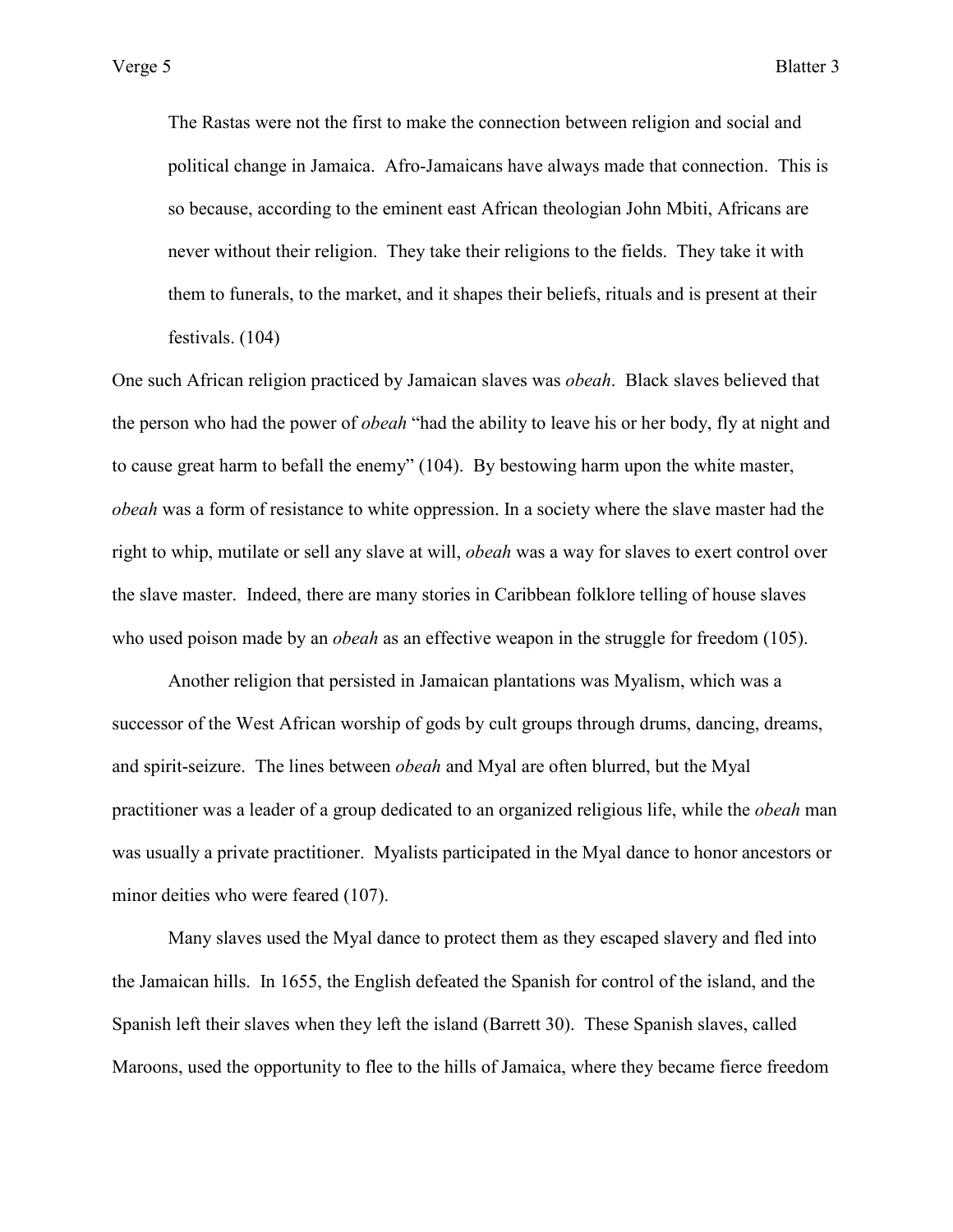> The Rastas were not the first to make the connection between religion and social and political change in Jamaica. Afro-Jamaicans have always made that connection. This is so because, according to the eminent east African theologian John Mbiti, Africans are never without their religion. They take their religions to the fields. They take it with them to funerals, to the market, and it shapes their beliefs, rituals and is present at their festivals. (104)

One such African religion practiced by Jamaican slaves was *obeah*. Black slaves believed that the person who had the power of *obeah* "had the ability to leave his or her body, fly at night and to cause great harm to befall the enemy" (104). By bestowing harm upon the white master, *obeah* was a form of resistance to white oppression. In a society where the slave master had the right to whip, mutilate or sell any slave at will, *obeah* was a way for slaves to exert control over the slave master. Indeed, there are many stories in Caribbean folklore telling of house slaves who used poison made by an *obeah* as an effective weapon in the struggle for freedom (105).

Another religion that persisted in Jamaican plantations was Myalism, which was a successor of the West African worship of gods by cult groups through drums, dancing, dreams, and spirit-seizure. The lines between *obeah* and Myal are often blurred, but the Myal practitioner was a leader of a group dedicated to an organized religious life, while the *obeah* man was usually a private practitioner. Myalists participated in the Myal dance to honor ancestors or minor deities who were feared (107).

Many slaves used the Myal dance to protect them as they escaped slavery and fled into the Jamaican hills. In 1655, the English defeated the Spanish for control of the island, and the Spanish left their slaves when they left the island (Barrett 30). These Spanish slaves, called Maroons, used the opportunity to flee to the hills of Jamaica, where they became fierce freedom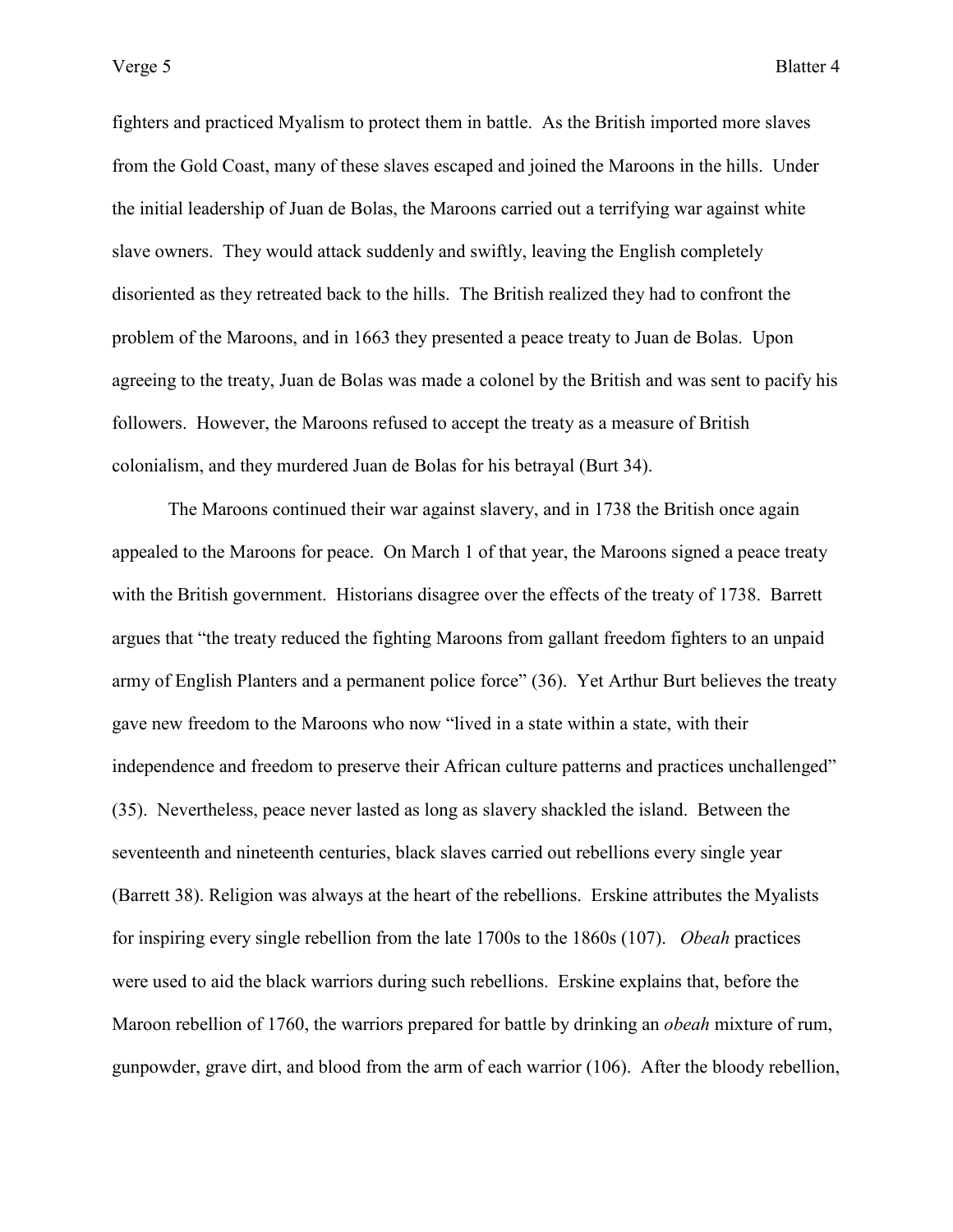fighters and practiced Myalism to protect them in battle. As the British imported more slaves from the Gold Coast, many of these slaves escaped and joined the Maroons in the hills. Under the initial leadership of Juan de Bolas, the Maroons carried out a terrifying war against white slave owners. They would attack suddenly and swiftly, leaving the English completely disoriented as they retreated back to the hills. The British realized they had to confront the problem of the Maroons, and in 1663 they presented a peace treaty to Juan de Bolas. Upon agreeing to the treaty, Juan de Bolas was made a colonel by the British and was sent to pacify his followers. However, the Maroons refused to accept the treaty as a measure of British colonialism, and they murdered Juan de Bolas for his betrayal (Burt 34).

The Maroons continued their war against slavery, and in 1738 the British once again appealed to the Maroons for peace. On March 1 of that year, the Maroons signed a peace treaty with the British government. Historians disagree over the effects of the treaty of 1738. Barrett argues that "the treaty reduced the fighting Maroons from gallant freedom fighters to an unpaid army of English Planters and a permanent police force" (36). Yet Arthur Burt believes the treaty gave new freedom to the Maroons who now "lived in a state within a state, with their independence and freedom to preserve their African culture patterns and practices unchallenged" (35). Nevertheless, peace never lasted as long as slavery shackled the island. Between the seventeenth and nineteenth centuries, black slaves carried out rebellions every single year (Barrett 38). Religion was always at the heart of the rebellions. Erskine attributes the Myalists for inspiring every single rebellion from the late 1700s to the 1860s (107). *Obeah* practices were used to aid the black warriors during such rebellions. Erskine explains that, before the Maroon rebellion of 1760, the warriors prepared for battle by drinking an *obeah* mixture of rum, gunpowder, grave dirt, and blood from the arm of each warrior (106). After the bloody rebellion,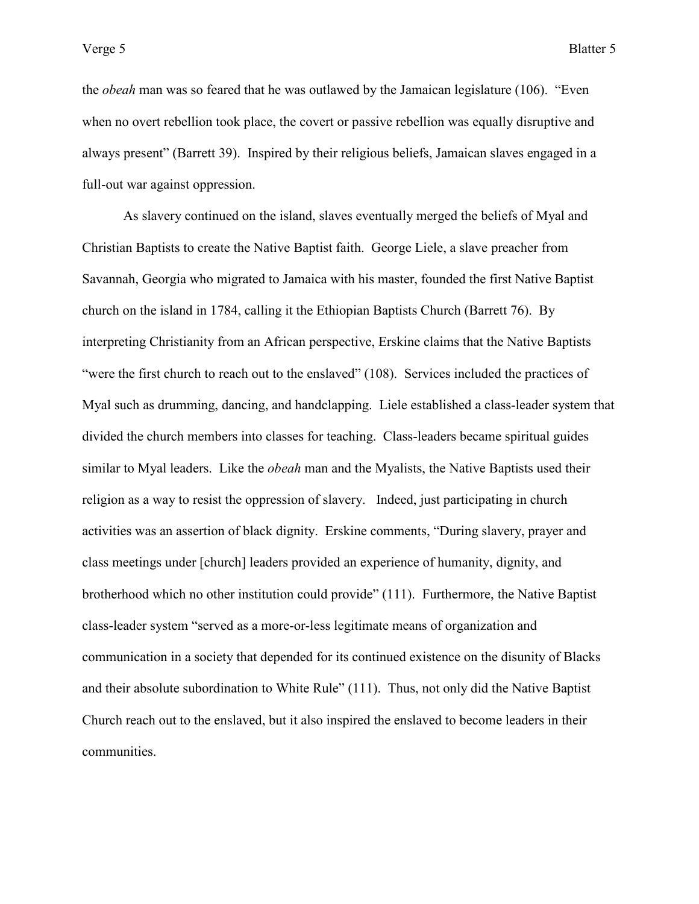the *obeah* man was so feared that he was outlawed by the Jamaican legislature (106). "Even when no overt rebellion took place, the covert or passive rebellion was equally disruptive and always present" (Barrett 39). Inspired by their religious beliefs, Jamaican slaves engaged in a full-out war against oppression.

As slavery continued on the island, slaves eventually merged the beliefs of Myal and Christian Baptists to create the Native Baptist faith. George Liele, a slave preacher from Savannah, Georgia who migrated to Jamaica with his master, founded the first Native Baptist church on the island in 1784, calling it the Ethiopian Baptists Church (Barrett 76). By interpreting Christianity from an African perspective, Erskine claims that the Native Baptists "were the first church to reach out to the enslaved" (108). Services included the practices of Myal such as drumming, dancing, and handclapping. Liele established a class-leader system that divided the church members into classes for teaching. Class-leaders became spiritual guides similar to Myal leaders. Like the *obeah* man and the Myalists, the Native Baptists used their religion as a way to resist the oppression of slavery. Indeed, just participating in church activities was an assertion of black dignity. Erskine comments, "During slavery, prayer and class meetings under [church] leaders provided an experience of humanity, dignity, and brotherhood which no other institution could provide" (111). Furthermore, the Native Baptist class-leader system "served as a more-or-less legitimate means of organization and communication in a society that depended for its continued existence on the disunity of Blacks and their absolute subordination to White Rule" (111). Thus, not only did the Native Baptist Church reach out to the enslaved, but it also inspired the enslaved to become leaders in their communities.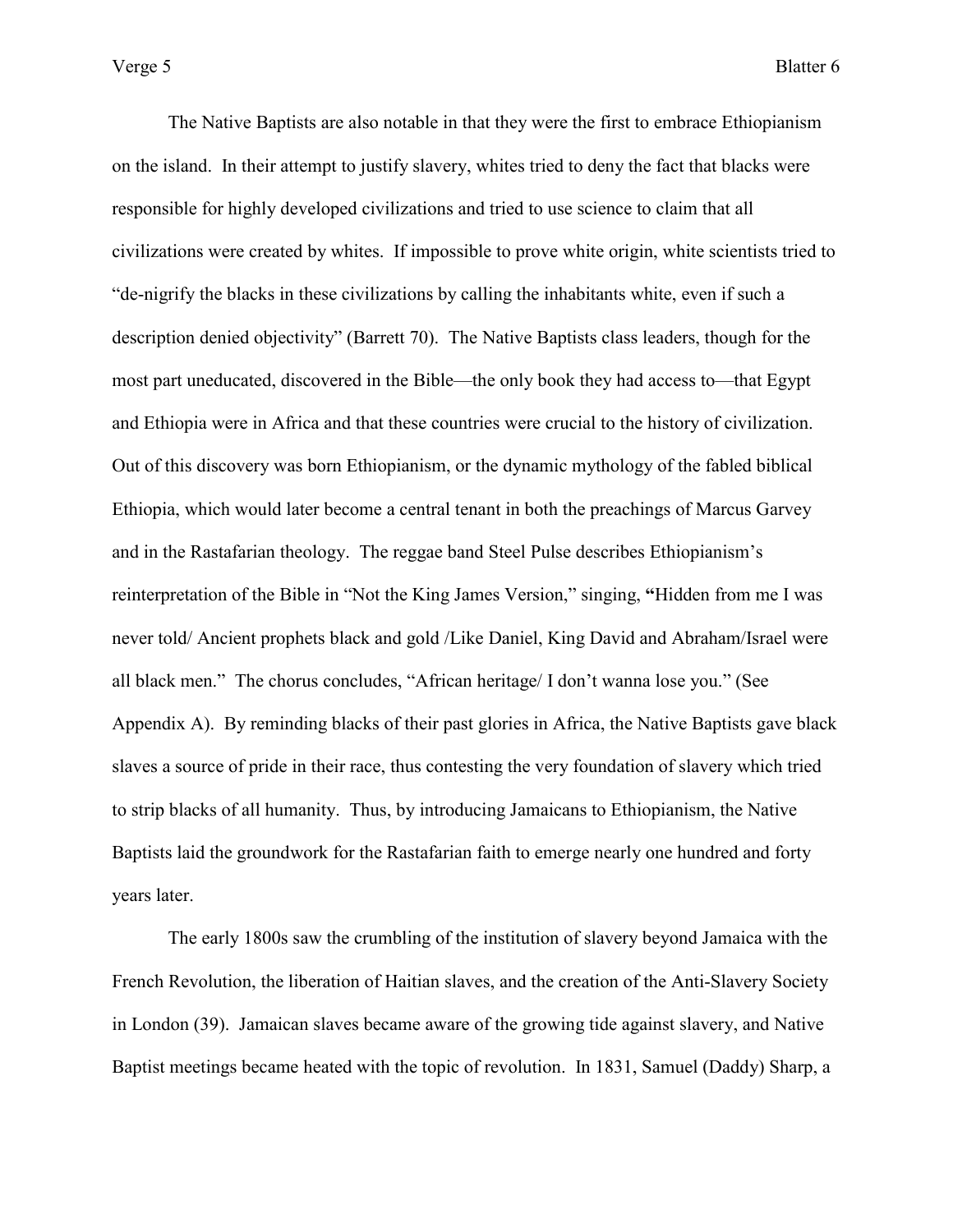The Native Baptists are also notable in that they were the first to embrace Ethiopianism on the island. In their attempt to justify slavery, whites tried to deny the fact that blacks were responsible for highly developed civilizations and tried to use science to claim that all civilizations were created by whites. If impossible to prove white origin, white scientists tried to "de-nigrify the blacks in these civilizations by calling the inhabitants white, even if such a description denied objectivity" (Barrett 70). The Native Baptists class leaders, though for the most part uneducated, discovered in the Bible—the only book they had access to—that Egypt and Ethiopia were in Africa and that these countries were crucial to the history of civilization. Out of this discovery was born Ethiopianism, or the dynamic mythology of the fabled biblical Ethiopia, which would later become a central tenant in both the preachings of Marcus Garvey and in the Rastafarian theology. The reggae band Steel Pulse describes Ethiopianism's reinterpretation of the Bible in "Not the King James Version," singing, **"**Hidden from me I was never told/ Ancient prophets black and gold /Like Daniel, King David and Abraham/Israel were all black men." The chorus concludes, "African heritage/ I don't wanna lose you." (See Appendix A). By reminding blacks of their past glories in Africa, the Native Baptists gave black slaves a source of pride in their race, thus contesting the very foundation of slavery which tried to strip blacks of all humanity. Thus, by introducing Jamaicans to Ethiopianism, the Native Baptists laid the groundwork for the Rastafarian faith to emerge nearly one hundred and forty years later.

The early 1800s saw the crumbling of the institution of slavery beyond Jamaica with the French Revolution, the liberation of Haitian slaves, and the creation of the Anti-Slavery Society in London (39). Jamaican slaves became aware of the growing tide against slavery, and Native Baptist meetings became heated with the topic of revolution. In 1831, Samuel (Daddy) Sharp, a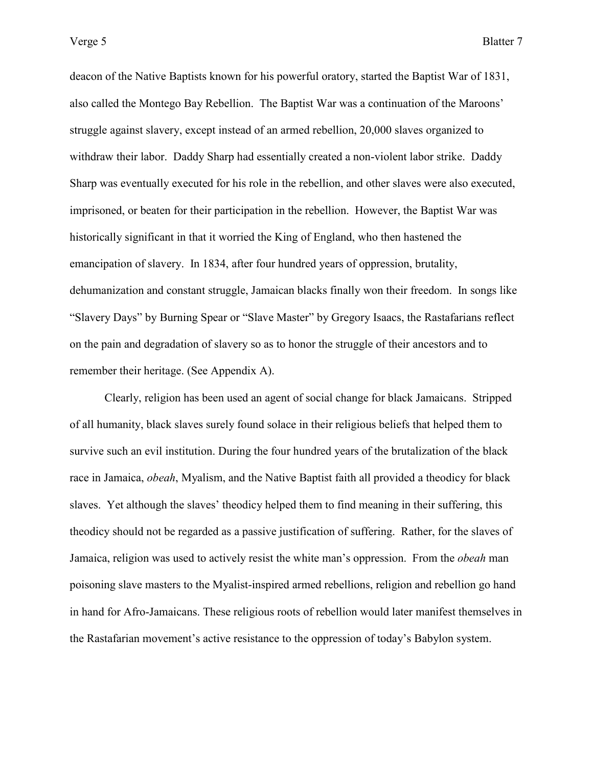deacon of the Native Baptists known for his powerful oratory, started the Baptist War of 1831, also called the Montego Bay Rebellion. The Baptist War was a continuation of the Maroons' struggle against slavery, except instead of an armed rebellion, 20,000 slaves organized to withdraw their labor. Daddy Sharp had essentially created a non-violent labor strike. Daddy Sharp was eventually executed for his role in the rebellion, and other slaves were also executed, imprisoned, or beaten for their participation in the rebellion. However, the Baptist War was historically significant in that it worried the King of England, who then hastened the emancipation of slavery. In 1834, after four hundred years of oppression, brutality, dehumanization and constant struggle, Jamaican blacks finally won their freedom. In songs like "Slavery Days" by Burning Spear or "Slave Master" by Gregory Isaacs, the Rastafarians reflect on the pain and degradation of slavery so as to honor the struggle of their ancestors and to remember their heritage. (See Appendix A).

Clearly, religion has been used an agent of social change for black Jamaicans. Stripped of all humanity, black slaves surely found solace in their religious beliefs that helped them to survive such an evil institution. During the four hundred years of the brutalization of the black race in Jamaica, *obeah*, Myalism, and the Native Baptist faith all provided a theodicy for black slaves. Yet although the slaves' theodicy helped them to find meaning in their suffering, this theodicy should not be regarded as a passive justification of suffering. Rather, for the slaves of Jamaica, religion was used to actively resist the white man's oppression. From the *obeah* man poisoning slave masters to the Myalist-inspired armed rebellions, religion and rebellion go hand in hand for Afro-Jamaicans. These religious roots of rebellion would later manifest themselves in the Rastafarian movement's active resistance to the oppression of today's Babylon system.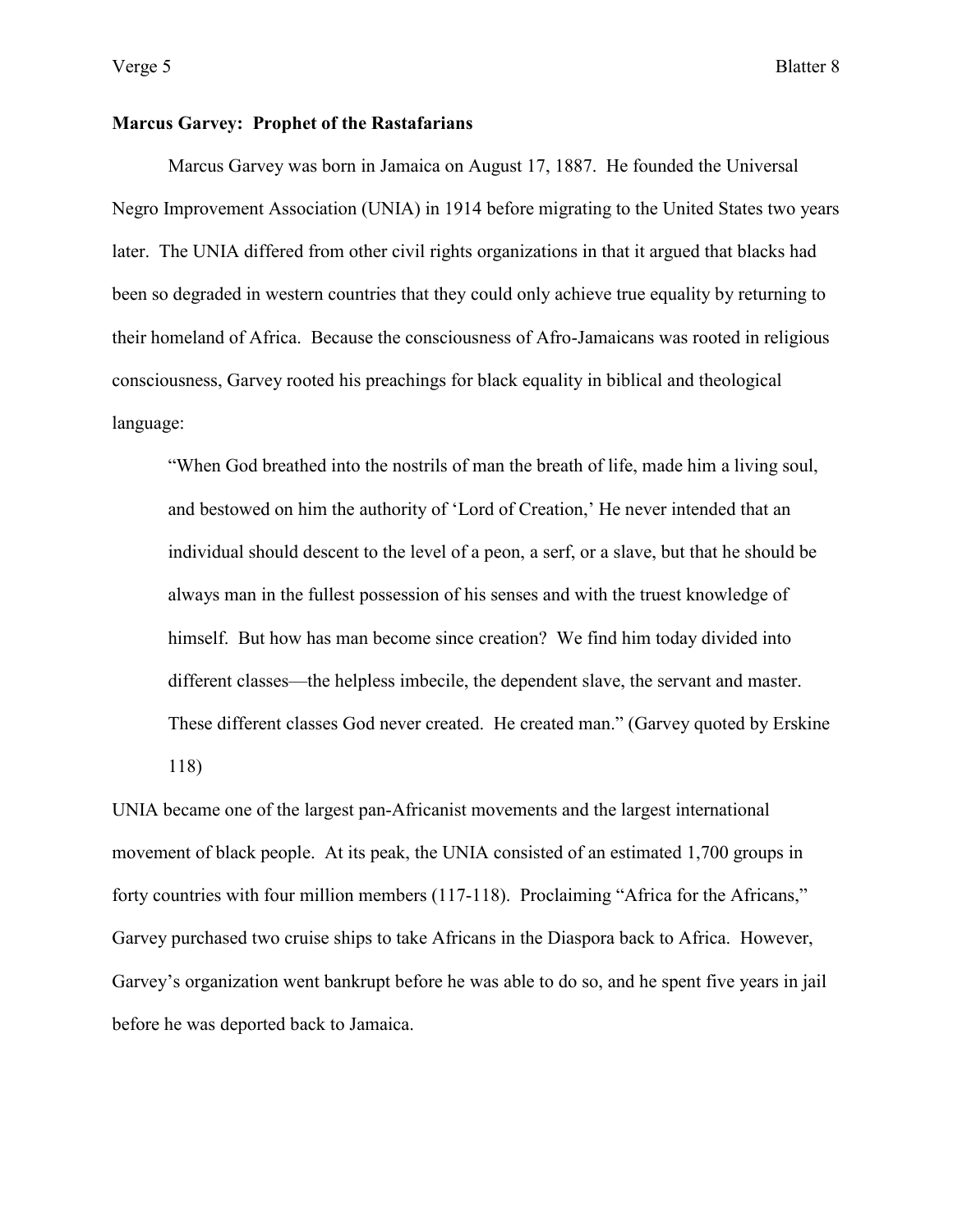**Marcus Garvey: Prophet of the Rastafarians**

Marcus Garvey was born in Jamaica on August 17, 1887. He founded the Universal Negro Improvement Association (UNIA) in 1914 before migrating to the United States two years later. The UNIA differed from other civil rights organizations in that it argued that blacks had been so degraded in western countries that they could only achieve true equality by returning to their homeland of Africa. Because the consciousness of Afro-Jamaicans was rooted in religious consciousness, Garvey rooted his preachings for black equality in biblical and theological language:

> "When God breathed into the nostrils of man the breath of life, made him a living soul, and bestowed on him the authority of 'Lord of Creation,' He never intended that an individual should descent to the level of a peon, a serf, or a slave, but that he should be always man in the fullest possession of his senses and with the truest knowledge of himself. But how has man become since creation? We find him today divided into different classes—the helpless imbecile, the dependent slave, the servant and master. These different classes God never created. He created man." (Garvey quoted by Erskine 118)

UNIA became one of the largest pan-Africanist movements and the largest international movement of black people. At its peak, the UNIA consisted of an estimated 1,700 groups in forty countries with four million members (117-118). Proclaiming "Africa for the Africans," Garvey purchased two cruise ships to take Africans in the Diaspora back to Africa. However, Garvey's organization went bankrupt before he was able to do so, and he spent five years in jail before he was deported back to Jamaica.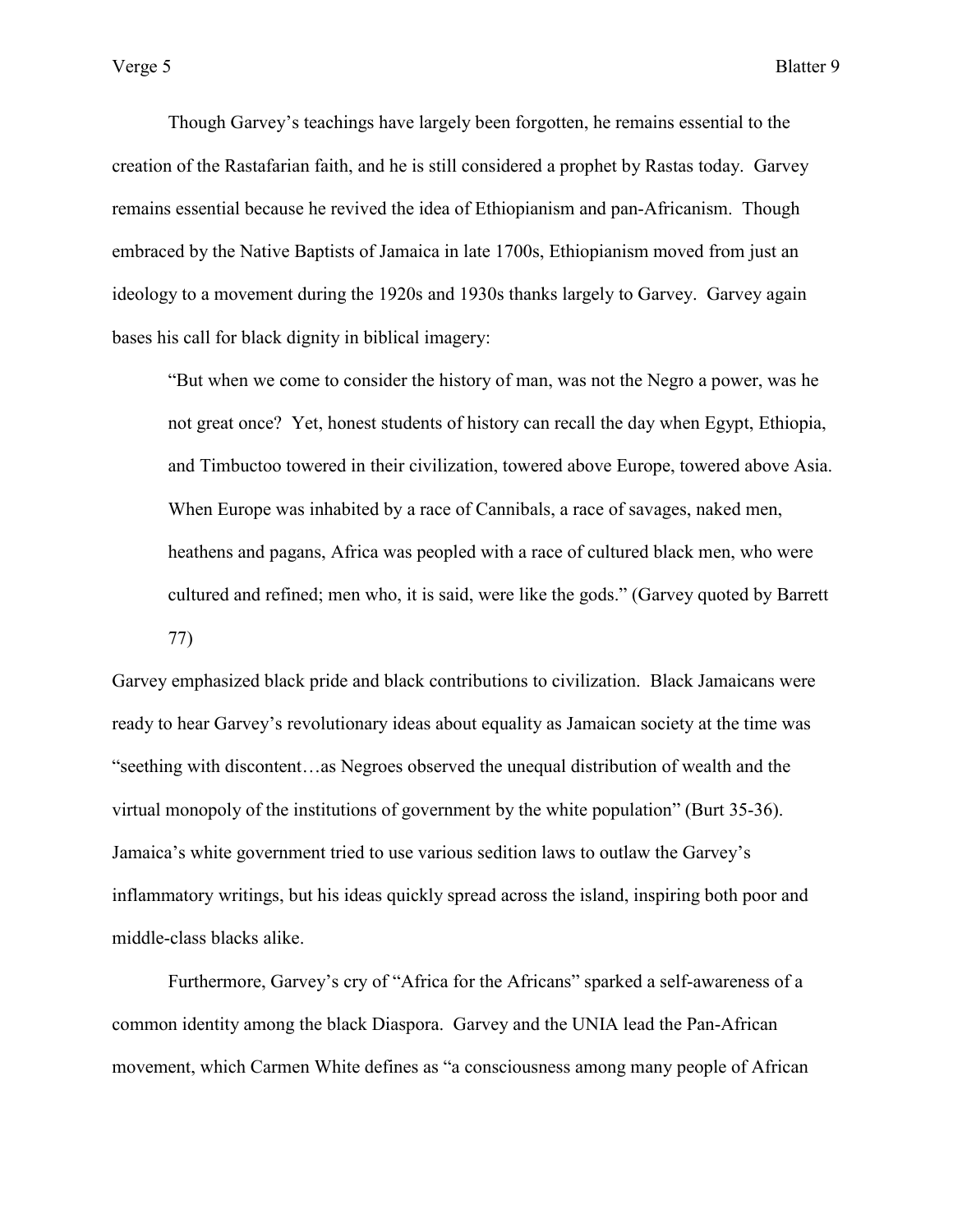Though Garvey's teachings have largely been forgotten, he remains essential to the creation of the Rastafarian faith, and he is still considered a prophet by Rastas today. Garvey remains essential because he revived the idea of Ethiopianism and pan-Africanism. Though embraced by the Native Baptists of Jamaica in late 1700s, Ethiopianism moved from just an ideology to a movement during the 1920s and 1930s thanks largely to Garvey. Garvey again bases his call for black dignity in biblical imagery:

> "But when we come to consider the history of man, was not the Negro a power, was he not great once? Yet, honest students of history can recall the day when Egypt, Ethiopia, and Timbuctoo towered in their civilization, towered above Europe, towered above Asia. When Europe was inhabited by a race of Cannibals, a race of savages, naked men, heathens and pagans, Africa was peopled with a race of cultured black men, who were cultured and refined; men who, it is said, were like the gods." (Garvey quoted by Barrett 77)

Garvey emphasized black pride and black contributions to civilization. Black Jamaicans were ready to hear Garvey's revolutionary ideas about equality as Jamaican society at the time was "seething with discontent…as Negroes observed the unequal distribution of wealth and the virtual monopoly of the institutions of government by the white population" (Burt 35-36). Jamaica's white government tried to use various sedition laws to outlaw the Garvey's inflammatory writings, but his ideas quickly spread across the island, inspiring both poor and middle-class blacks alike.

Furthermore, Garvey's cry of "Africa for the Africans" sparked a self-awareness of a common identity among the black Diaspora. Garvey and the UNIA lead the Pan-African movement, which Carmen White defines as "a consciousness among many people of African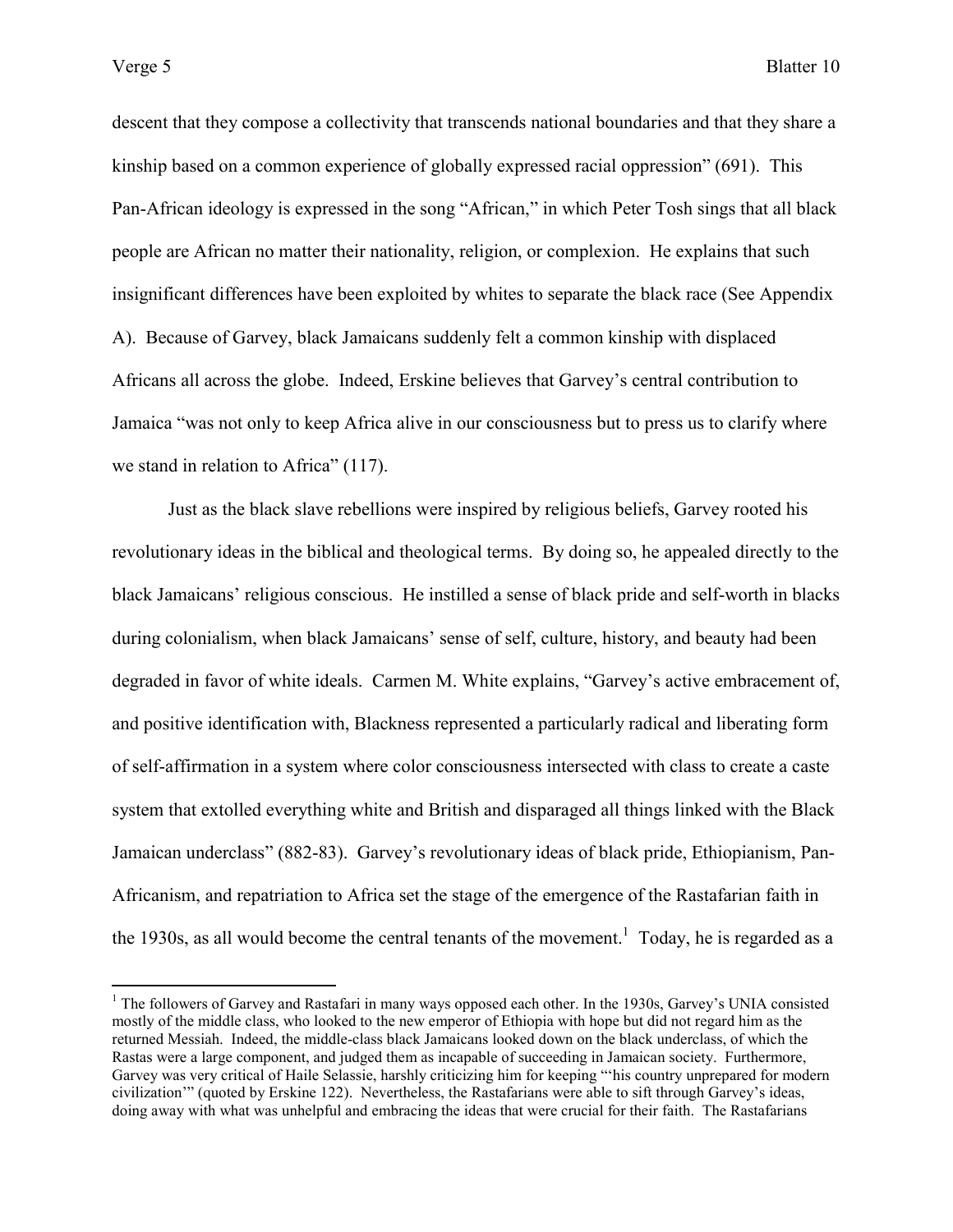descent that they compose a collectivity that transcends national boundaries and that they share a kinship based on a common experience of globally expressed racial oppression" (691). This Pan-African ideology is expressed in the song "African," in which Peter Tosh sings that all black people are African no matter their nationality, religion, or complexion. He explains that such insignificant differences have been exploited by whites to separate the black race (See Appendix A). Because of Garvey, black Jamaicans suddenly felt a common kinship with displaced Africans all across the globe. Indeed, Erskine believes that Garvey's central contribution to Jamaica "was not only to keep Africa alive in our consciousness but to press us to clarify where we stand in relation to Africa" (117).

Just as the black slave rebellions were inspired by religious beliefs, Garvey rooted his revolutionary ideas in the biblical and theological terms. By doing so, he appealed directly to the black Jamaicans' religious conscious. He instilled a sense of black pride and self-worth in blacks during colonialism, when black Jamaicans' sense of self, culture, history, and beauty had been degraded in favor of white ideals. Carmen M. White explains, "Garvey's active embracement of, and positive identification with, Blackness represented a particularly radical and liberating form of self-affirmation in a system where color consciousness intersected with class to create a caste system that extolled everything white and British and disparaged all things linked with the Black Jamaican underclass" (882-83). Garvey's revolutionary ideas of black pride, Ethiopianism, Pan-Africanism, and repatriation to Africa set the stage of the emergence of the Rastafarian faith in the 1930s, as all would become the central tenants of the movement.[1] Today, he is regarded as a

[1] The followers of Garvey and Rastafari in many ways opposed each other. In the 1930s, Garvey's UNIA consisted mostly of the middle class, who looked to the new emperor of Ethiopia with hope but did not regard him as the returned Messiah. Indeed, the middle-class black Jamaicans looked down on the black underclass, of which the Rastas were a large component, and judged them as incapable of succeeding in Jamaican society. Furthermore, Garvey was very critical of Haile Selassie, harshly criticizing him for keeping "'his country unprepared for modern civilization'" (quoted by Erskine 122). Nevertheless, the Rastafarians were able to sift through Garvey's ideas, doing away with what was unhelpful and embracing the ideas that were crucial for their faith. The Rastafarians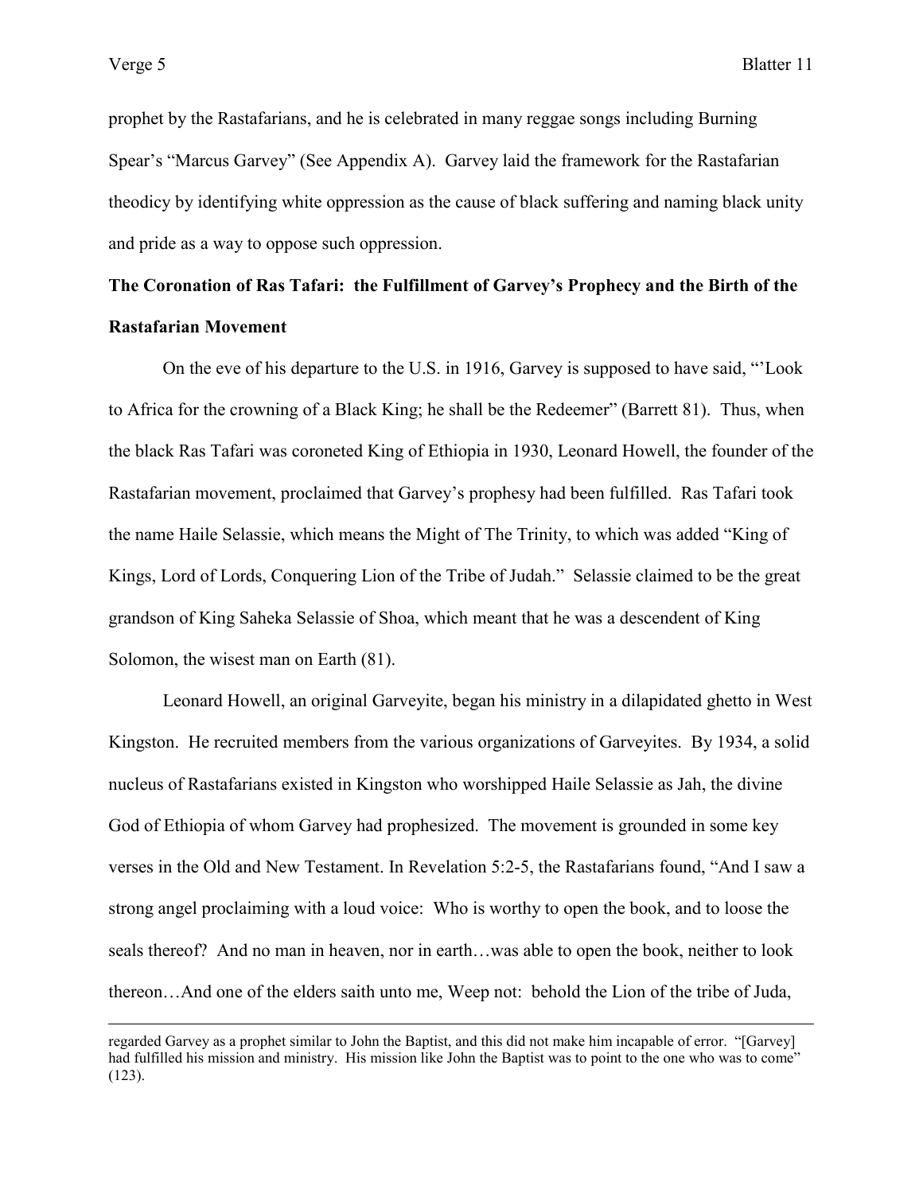prophet by the Rastafarians, and he is celebrated in many reggae songs including Burning Spear's "Marcus Garvey" (See Appendix A). Garvey laid the framework for the Rastafarian theodicy by identifying white oppression as the cause of black suffering and naming black unity and pride as a way to oppose such oppression.

**The Coronation of Ras Tafari: the Fulfillment of Garvey's Prophecy and the Birth of the Rastafarian Movement**

On the eve of his departure to the U.S. in 1916, Garvey is supposed to have said, "'Look to Africa for the crowning of a Black King; he shall be the Redeemer" (Barrett 81). Thus, when the black Ras Tafari was coroneted King of Ethiopia in 1930, Leonard Howell, the founder of the Rastafarian movement, proclaimed that Garvey's prophesy had been fulfilled. Ras Tafari took the name Haile Selassie, which means the Might of The Trinity, to which was added "King of Kings, Lord of Lords, Conquering Lion of the Tribe of Judah." Selassie claimed to be the great grandson of King Saheka Selassie of Shoa, which meant that he was a descendent of King Solomon, the wisest man on Earth (81).

Leonard Howell, an original Garveyite, began his ministry in a dilapidated ghetto in West Kingston. He recruited members from the various organizations of Garveyites. By 1934, a solid nucleus of Rastafarians existed in Kingston who worshipped Haile Selassie as Jah, the divine God of Ethiopia of whom Garvey had prophesized. The movement is grounded in some key verses in the Old and New Testament. In Revelation 5:2-5, the Rastafarians found, "And I saw a strong angel proclaiming with a loud voice: Who is worthy to open the book, and to loose the seals thereof? And no man in heaven, nor in earth…was able to open the book, neither to look thereon…And one of the elders saith unto me, Weep not: behold the Lion of the tribe of Juda,

---

regarded Garvey as a prophet similar to John the Baptist, and this did not make him incapable of error. "[Garvey] had fulfilled his mission and ministry. His mission like John the Baptist was to point to the one who was to come" (123).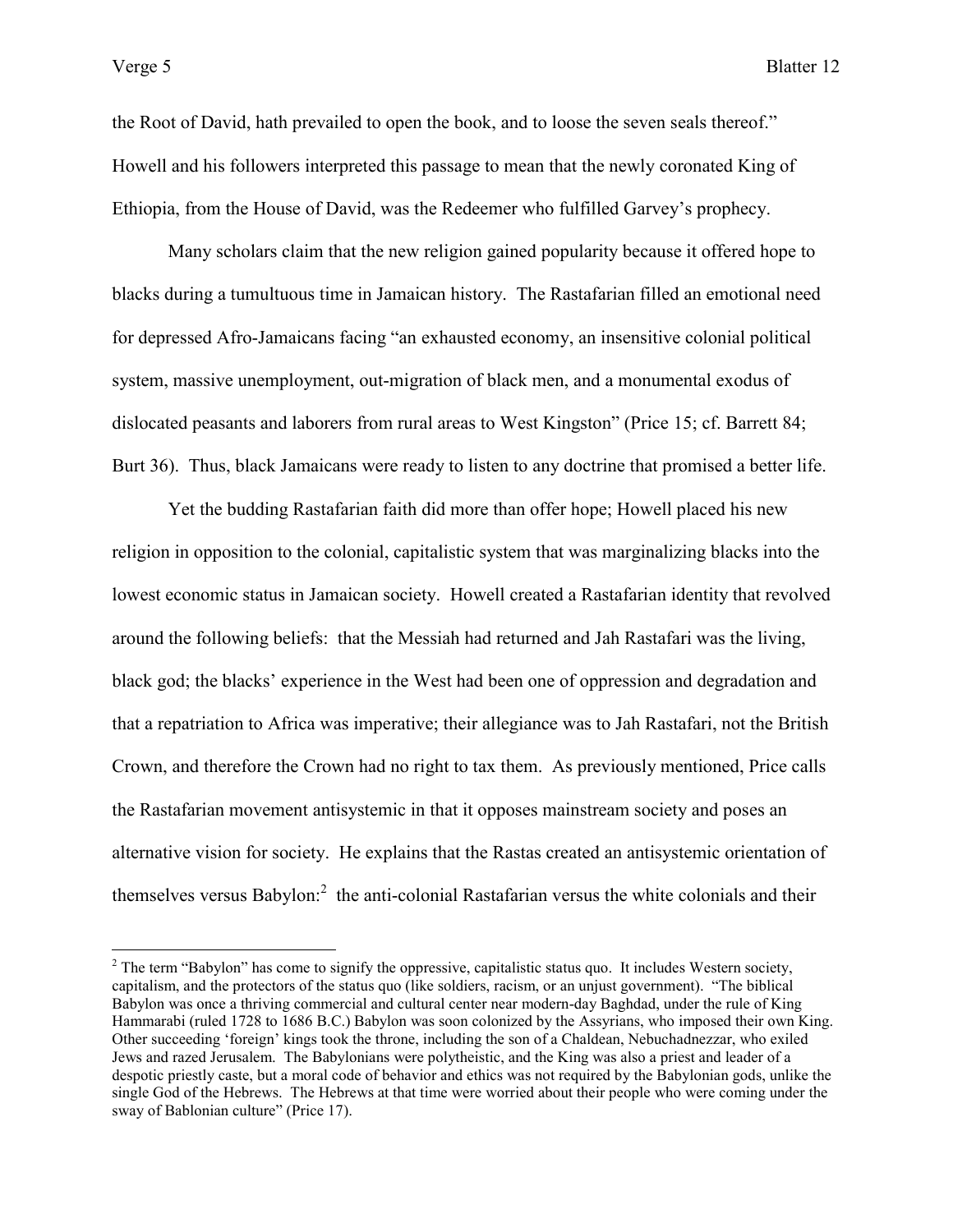the Root of David, hath prevailed to open the book, and to loose the seven seals thereof." Howell and his followers interpreted this passage to mean that the newly coronated King of Ethiopia, from the House of David, was the Redeemer who fulfilled Garvey's prophecy.

Many scholars claim that the new religion gained popularity because it offered hope to blacks during a tumultuous time in Jamaican history. The Rastafarian filled an emotional need for depressed Afro-Jamaicans facing "an exhausted economy, an insensitive colonial political system, massive unemployment, out-migration of black men, and a monumental exodus of dislocated peasants and laborers from rural areas to West Kingston" (Price 15; cf. Barrett 84; Burt 36). Thus, black Jamaicans were ready to listen to any doctrine that promised a better life.

Yet the budding Rastafarian faith did more than offer hope; Howell placed his new religion in opposition to the colonial, capitalistic system that was marginalizing blacks into the lowest economic status in Jamaican society. Howell created a Rastafarian identity that revolved around the following beliefs: that the Messiah had returned and Jah Rastafari was the living, black god; the blacks' experience in the West had been one of oppression and degradation and that a repatriation to Africa was imperative; their allegiance was to Jah Rastafari, not the British Crown, and therefore the Crown had no right to tax them. As previously mentioned, Price calls the Rastafarian movement antisystemic in that it opposes mainstream society and poses an alternative vision for society. He explains that the Rastas created an antisystemic orientation of themselves versus Babylon:[2] the anti-colonial Rastafarian versus the white colonials and their

---

[2] The term "Babylon" has come to signify the oppressive, capitalistic status quo. It includes Western society, capitalism, and the protectors of the status quo (like soldiers, racism, or an unjust government). "The biblical Babylon was once a thriving commercial and cultural center near modern-day Baghdad, under the rule of King Hammarabi (ruled 1728 to 1686 B.C.) Babylon was soon colonized by the Assyrians, who imposed their own King. Other succeeding 'foreign' kings took the throne, including the son of a Chaldean, Nebuchadnezzar, who exiled Jews and razed Jerusalem. The Babylonians were polytheistic, and the King was also a priest and leader of a despotic priestly caste, but a moral code of behavior and ethics was not required by the Babylonian gods, unlike the single God of the Hebrews. The Hebrews at that time were worried about their people who were coming under the sway of Bablonian culture" (Price 17).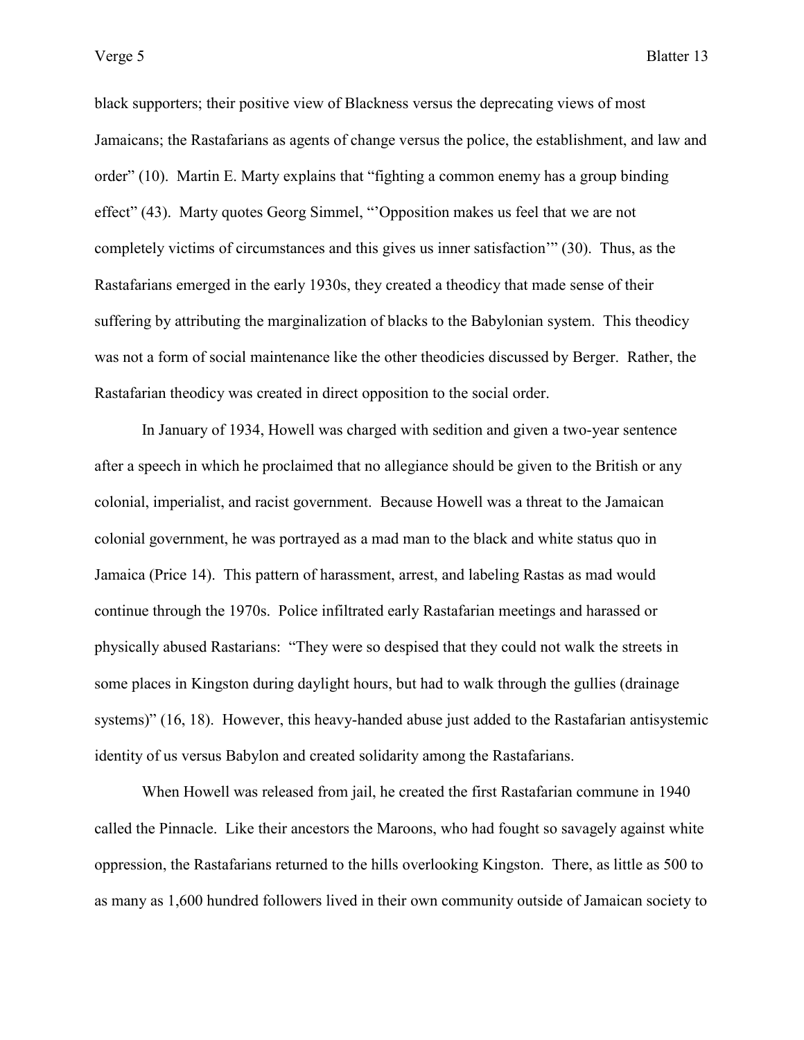black supporters; their positive view of Blackness versus the deprecating views of most Jamaicans; the Rastafarians as agents of change versus the police, the establishment, and law and order" (10). Martin E. Marty explains that "fighting a common enemy has a group binding effect" (43). Marty quotes Georg Simmel, "'Opposition makes us feel that we are not completely victims of circumstances and this gives us inner satisfaction'" (30). Thus, as the Rastafarians emerged in the early 1930s, they created a theodicy that made sense of their suffering by attributing the marginalization of blacks to the Babylonian system. This theodicy was not a form of social maintenance like the other theodicies discussed by Berger. Rather, the Rastafarian theodicy was created in direct opposition to the social order.

In January of 1934, Howell was charged with sedition and given a two-year sentence after a speech in which he proclaimed that no allegiance should be given to the British or any colonial, imperialist, and racist government. Because Howell was a threat to the Jamaican colonial government, he was portrayed as a mad man to the black and white status quo in Jamaica (Price 14). This pattern of harassment, arrest, and labeling Rastas as mad would continue through the 1970s. Police infiltrated early Rastafarian meetings and harassed or physically abused Rastarians: "They were so despised that they could not walk the streets in some places in Kingston during daylight hours, but had to walk through the gullies (drainage systems)" (16, 18). However, this heavy-handed abuse just added to the Rastafarian antisystemic identity of us versus Babylon and created solidarity among the Rastafarians.

When Howell was released from jail, he created the first Rastafarian commune in 1940 called the Pinnacle. Like their ancestors the Maroons, who had fought so savagely against white oppression, the Rastafarians returned to the hills overlooking Kingston. There, as little as 500 to as many as 1,600 hundred followers lived in their own community outside of Jamaican society to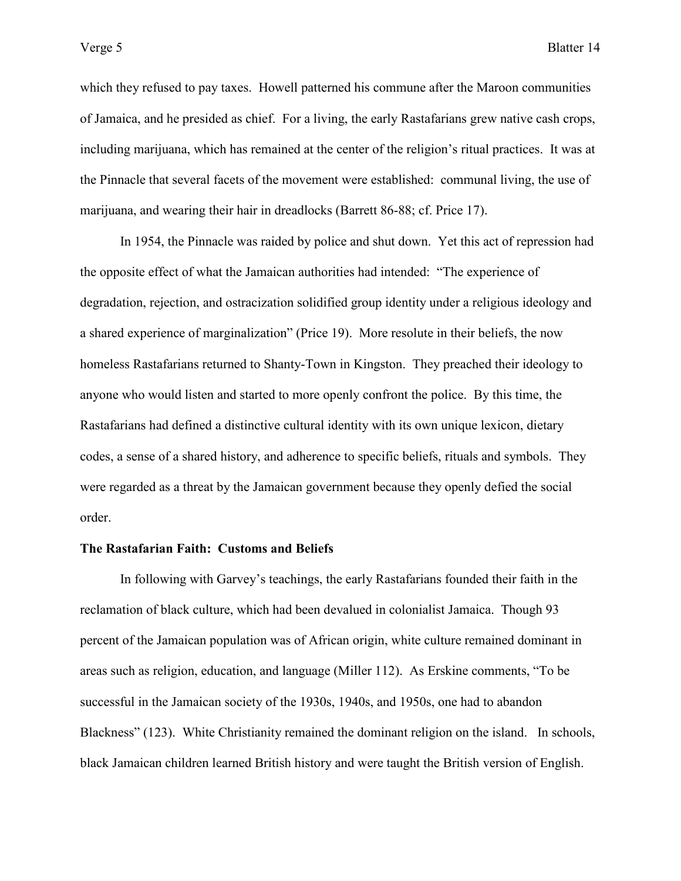which they refused to pay taxes. Howell patterned his commune after the Maroon communities of Jamaica, and he presided as chief. For a living, the early Rastafarians grew native cash crops, including marijuana, which has remained at the center of the religion's ritual practices. It was at the Pinnacle that several facets of the movement were established: communal living, the use of marijuana, and wearing their hair in dreadlocks (Barrett 86-88; cf. Price 17).

In 1954, the Pinnacle was raided by police and shut down. Yet this act of repression had the opposite effect of what the Jamaican authorities had intended: "The experience of degradation, rejection, and ostracization solidified group identity under a religious ideology and a shared experience of marginalization" (Price 19). More resolute in their beliefs, the now homeless Rastafarians returned to Shanty-Town in Kingston. They preached their ideology to anyone who would listen and started to more openly confront the police. By this time, the Rastafarians had defined a distinctive cultural identity with its own unique lexicon, dietary codes, a sense of a shared history, and adherence to specific beliefs, rituals and symbols. They were regarded as a threat by the Jamaican government because they openly defied the social order.

**The Rastafarian Faith: Customs and Beliefs**

In following with Garvey's teachings, the early Rastafarians founded their faith in the reclamation of black culture, which had been devalued in colonialist Jamaica. Though 93 percent of the Jamaican population was of African origin, white culture remained dominant in areas such as religion, education, and language (Miller 112). As Erskine comments, "To be successful in the Jamaican society of the 1930s, 1940s, and 1950s, one had to abandon Blackness" (123). White Christianity remained the dominant religion on the island. In schools, black Jamaican children learned British history and were taught the British version of English.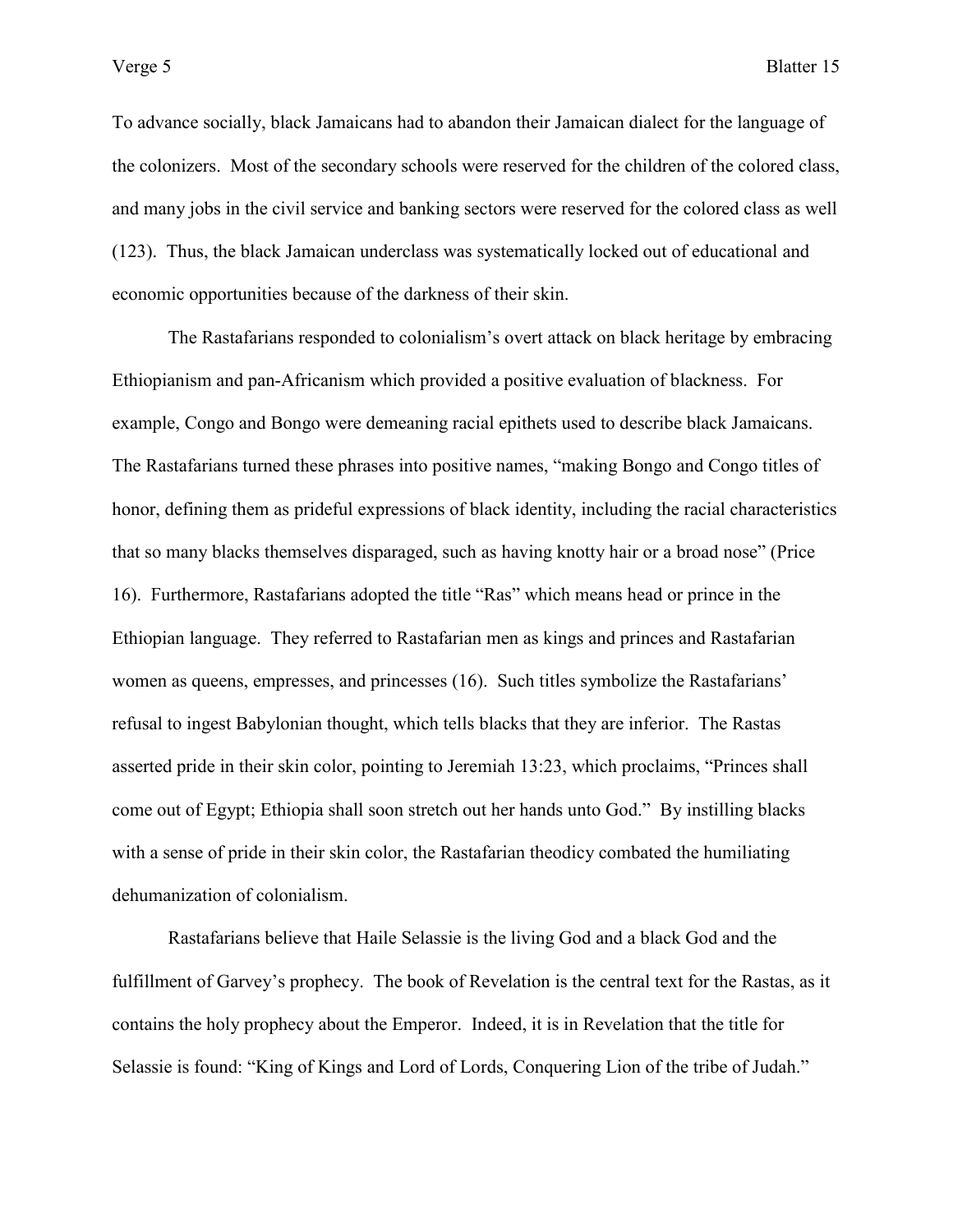To advance socially, black Jamaicans had to abandon their Jamaican dialect for the language of the colonizers. Most of the secondary schools were reserved for the children of the colored class, and many jobs in the civil service and banking sectors were reserved for the colored class as well (123). Thus, the black Jamaican underclass was systematically locked out of educational and economic opportunities because of the darkness of their skin.

The Rastafarians responded to colonialism's overt attack on black heritage by embracing Ethiopianism and pan-Africanism which provided a positive evaluation of blackness. For example, Congo and Bongo were demeaning racial epithets used to describe black Jamaicans. The Rastafarians turned these phrases into positive names, "making Bongo and Congo titles of honor, defining them as prideful expressions of black identity, including the racial characteristics that so many blacks themselves disparaged, such as having knotty hair or a broad nose" (Price 16). Furthermore, Rastafarians adopted the title "Ras" which means head or prince in the Ethiopian language. They referred to Rastafarian men as kings and princes and Rastafarian women as queens, empresses, and princesses (16). Such titles symbolize the Rastafarians' refusal to ingest Babylonian thought, which tells blacks that they are inferior. The Rastas asserted pride in their skin color, pointing to Jeremiah 13:23, which proclaims, "Princes shall come out of Egypt; Ethiopia shall soon stretch out her hands unto God." By instilling blacks with a sense of pride in their skin color, the Rastafarian theodicy combated the humiliating dehumanization of colonialism.

Rastafarians believe that Haile Selassie is the living God and a black God and the fulfillment of Garvey's prophecy. The book of Revelation is the central text for the Rastas, as it contains the holy prophecy about the Emperor. Indeed, it is in Revelation that the title for Selassie is found: "King of Kings and Lord of Lords, Conquering Lion of the tribe of Judah."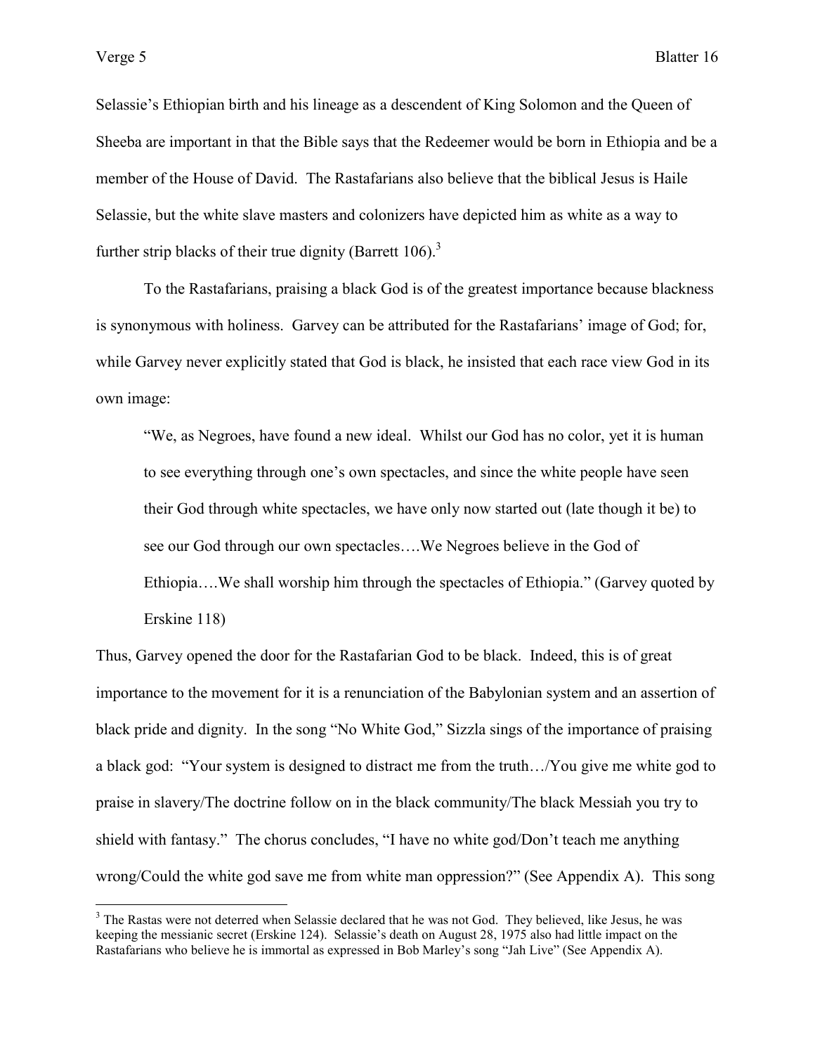Selassie's Ethiopian birth and his lineage as a descendent of King Solomon and the Queen of Sheeba are important in that the Bible says that the Redeemer would be born in Ethiopia and be a member of the House of David. The Rastafarians also believe that the biblical Jesus is Haile Selassie, but the white slave masters and colonizers have depicted him as white as a way to further strip blacks of their true dignity (Barrett 106).[3]

To the Rastafarians, praising a black God is of the greatest importance because blackness is synonymous with holiness. Garvey can be attributed for the Rastafarians' image of God; for, while Garvey never explicitly stated that God is black, he insisted that each race view God in its own image:

> "We, as Negroes, have found a new ideal. Whilst our God has no color, yet it is human to see everything through one's own spectacles, and since the white people have seen their God through white spectacles, we have only now started out (late though it be) to see our God through our own spectacles….We Negroes believe in the God of Ethiopia….We shall worship him through the spectacles of Ethiopia." (Garvey quoted by Erskine 118)

Thus, Garvey opened the door for the Rastafarian God to be black. Indeed, this is of great importance to the movement for it is a renunciation of the Babylonian system and an assertion of black pride and dignity. In the song "No White God," Sizzla sings of the importance of praising a black god: "Your system is designed to distract me from the truth…/You give me white god to praise in slavery/The doctrine follow on in the black community/The black Messiah you try to shield with fantasy." The chorus concludes, "I have no white god/Don't teach me anything wrong/Could the white god save me from white man oppression?" (See Appendix A). This song

[3] The Rastas were not deterred when Selassie declared that he was not God. They believed, like Jesus, he was keeping the messianic secret (Erskine 124). Selassie's death on August 28, 1975 also had little impact on the Rastafarians who believe he is immortal as expressed in Bob Marley's song "Jah Live" (See Appendix A).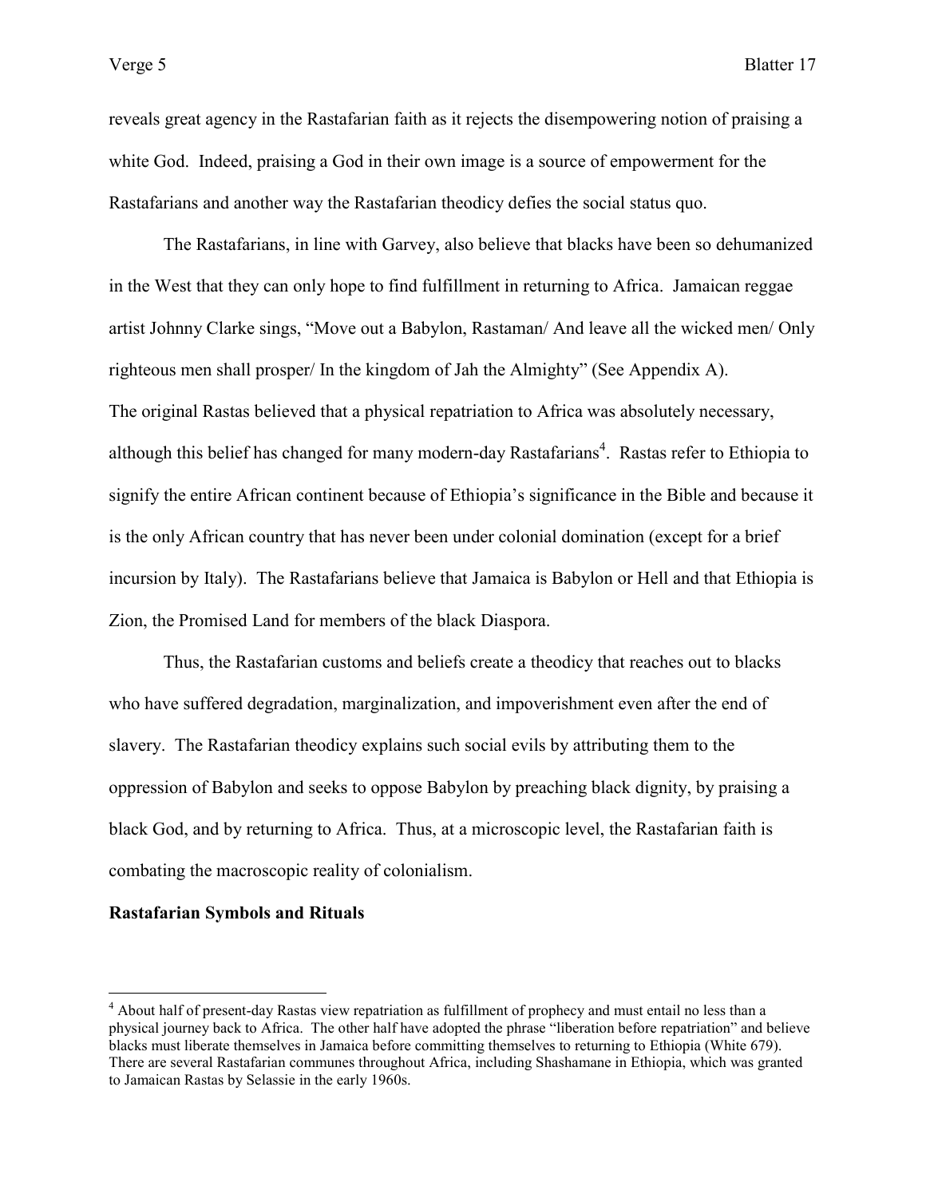reveals great agency in the Rastafarian faith as it rejects the disempowering notion of praising a white God. Indeed, praising a God in their own image is a source of empowerment for the Rastafarians and another way the Rastafarian theodicy defies the social status quo.

The Rastafarians, in line with Garvey, also believe that blacks have been so dehumanized in the West that they can only hope to find fulfillment in returning to Africa. Jamaican reggae artist Johnny Clarke sings, "Move out a Babylon, Rastaman/ And leave all the wicked men/ Only righteous men shall prosper/ In the kingdom of Jah the Almighty" (See Appendix A). The original Rastas believed that a physical repatriation to Africa was absolutely necessary, although this belief has changed for many modern-day Rastafarians[4]. Rastas refer to Ethiopia to signify the entire African continent because of Ethiopia's significance in the Bible and because it is the only African country that has never been under colonial domination (except for a brief incursion by Italy). The Rastafarians believe that Jamaica is Babylon or Hell and that Ethiopia is Zion, the Promised Land for members of the black Diaspora.

Thus, the Rastafarian customs and beliefs create a theodicy that reaches out to blacks who have suffered degradation, marginalization, and impoverishment even after the end of slavery. The Rastafarian theodicy explains such social evils by attributing them to the oppression of Babylon and seeks to oppose Babylon by preaching black dignity, by praising a black God, and by returning to Africa. Thus, at a microscopic level, the Rastafarian faith is combating the macroscopic reality of colonialism.

**Rastafarian Symbols and Rituals**

---

[4] About half of present-day Rastas view repatriation as fulfillment of prophecy and must entail no less than a physical journey back to Africa. The other half have adopted the phrase "liberation before repatriation" and believe blacks must liberate themselves in Jamaica before committing themselves to returning to Ethiopia (White 679). There are several Rastafarian communes throughout Africa, including Shashamane in Ethiopia, which was granted to Jamaican Rastas by Selassie in the early 1960s.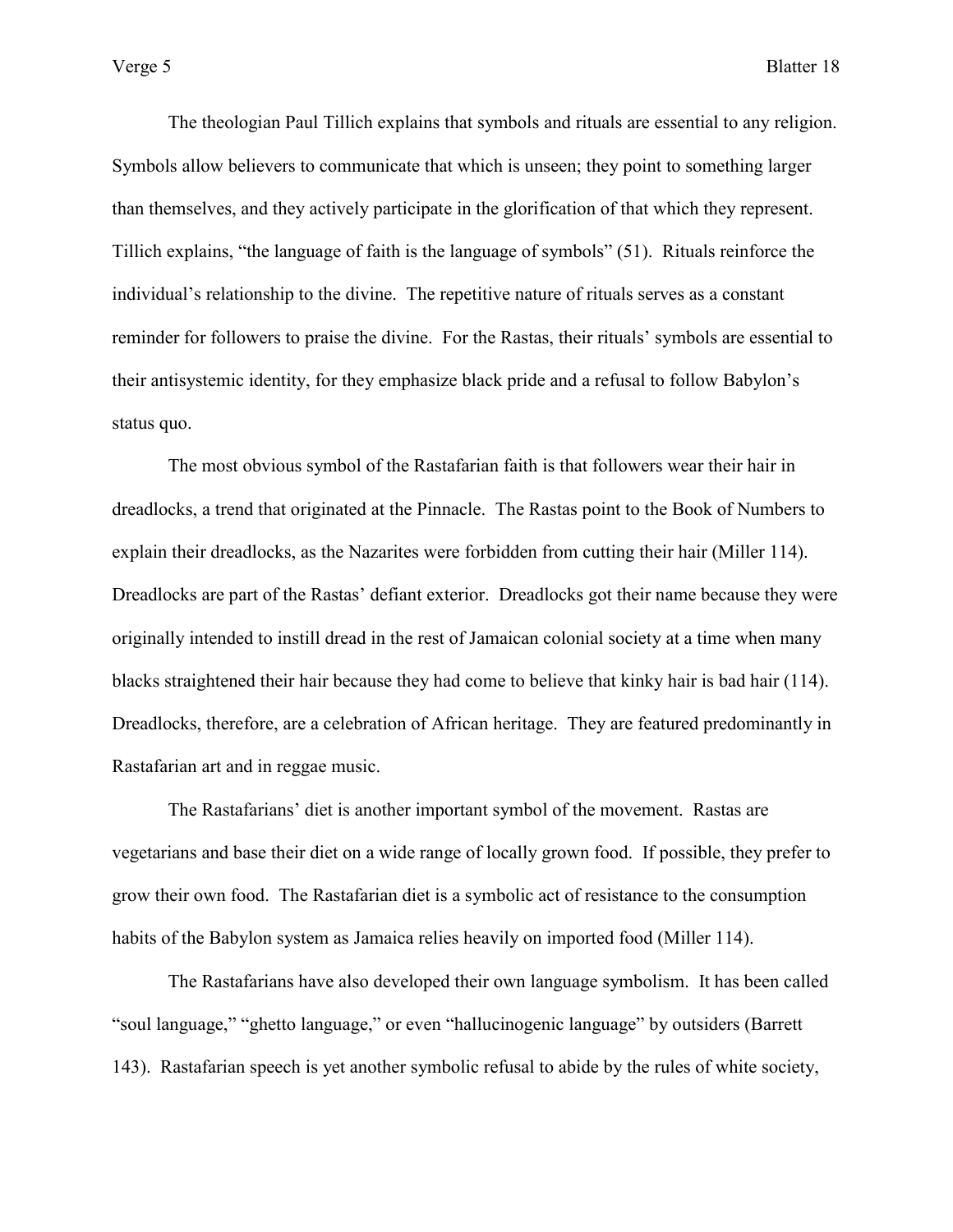The theologian Paul Tillich explains that symbols and rituals are essential to any religion. Symbols allow believers to communicate that which is unseen; they point to something larger than themselves, and they actively participate in the glorification of that which they represent. Tillich explains, "the language of faith is the language of symbols" (51). Rituals reinforce the individual's relationship to the divine. The repetitive nature of rituals serves as a constant reminder for followers to praise the divine. For the Rastas, their rituals' symbols are essential to their antisystemic identity, for they emphasize black pride and a refusal to follow Babylon's status quo.

The most obvious symbol of the Rastafarian faith is that followers wear their hair in dreadlocks, a trend that originated at the Pinnacle. The Rastas point to the Book of Numbers to explain their dreadlocks, as the Nazarites were forbidden from cutting their hair (Miller 114). Dreadlocks are part of the Rastas' defiant exterior. Dreadlocks got their name because they were originally intended to instill dread in the rest of Jamaican colonial society at a time when many blacks straightened their hair because they had come to believe that kinky hair is bad hair (114). Dreadlocks, therefore, are a celebration of African heritage. They are featured predominantly in Rastafarian art and in reggae music.

The Rastafarians' diet is another important symbol of the movement. Rastas are vegetarians and base their diet on a wide range of locally grown food. If possible, they prefer to grow their own food. The Rastafarian diet is a symbolic act of resistance to the consumption habits of the Babylon system as Jamaica relies heavily on imported food (Miller 114).

The Rastafarians have also developed their own language symbolism. It has been called "soul language," "ghetto language," or even "hallucinogenic language" by outsiders (Barrett 143). Rastafarian speech is yet another symbolic refusal to abide by the rules of white society,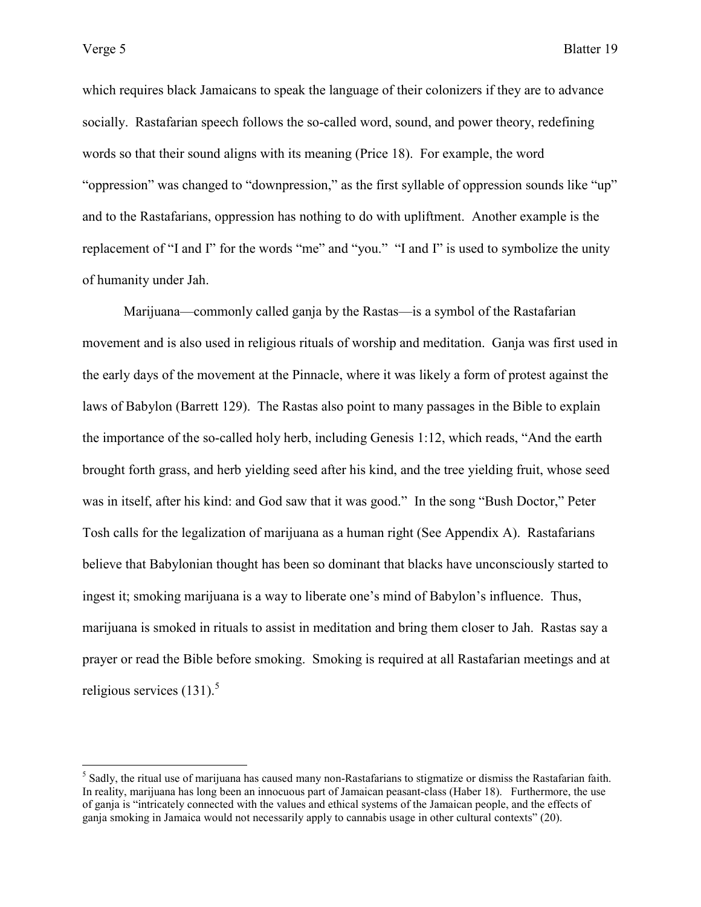which requires black Jamaicans to speak the language of their colonizers if they are to advance socially. Rastafarian speech follows the so-called word, sound, and power theory, redefining words so that their sound aligns with its meaning (Price 18). For example, the word "oppression" was changed to "downpression," as the first syllable of oppression sounds like "up" and to the Rastafarians, oppression has nothing to do with upliftment. Another example is the replacement of "I and I" for the words "me" and "you." "I and I" is used to symbolize the unity of humanity under Jah.

Marijuana—commonly called ganja by the Rastas—is a symbol of the Rastafarian movement and is also used in religious rituals of worship and meditation. Ganja was first used in the early days of the movement at the Pinnacle, where it was likely a form of protest against the laws of Babylon (Barrett 129). The Rastas also point to many passages in the Bible to explain the importance of the so-called holy herb, including Genesis 1:12, which reads, "And the earth brought forth grass, and herb yielding seed after his kind, and the tree yielding fruit, whose seed was in itself, after his kind: and God saw that it was good." In the song "Bush Doctor," Peter Tosh calls for the legalization of marijuana as a human right (See Appendix A). Rastafarians believe that Babylonian thought has been so dominant that blacks have unconsciously started to ingest it; smoking marijuana is a way to liberate one's mind of Babylon's influence. Thus, marijuana is smoked in rituals to assist in meditation and bring them closer to Jah. Rastas say a prayer or read the Bible before smoking. Smoking is required at all Rastafarian meetings and at religious services (131).[5]

---

[5] Sadly, the ritual use of marijuana has caused many non-Rastafarians to stigmatize or dismiss the Rastafarian faith. In reality, marijuana has long been an innocuous part of Jamaican peasant-class (Haber 18). Furthermore, the use of ganja is "intricately connected with the values and ethical systems of the Jamaican people, and the effects of ganja smoking in Jamaica would not necessarily apply to cannabis usage in other cultural contexts" (20).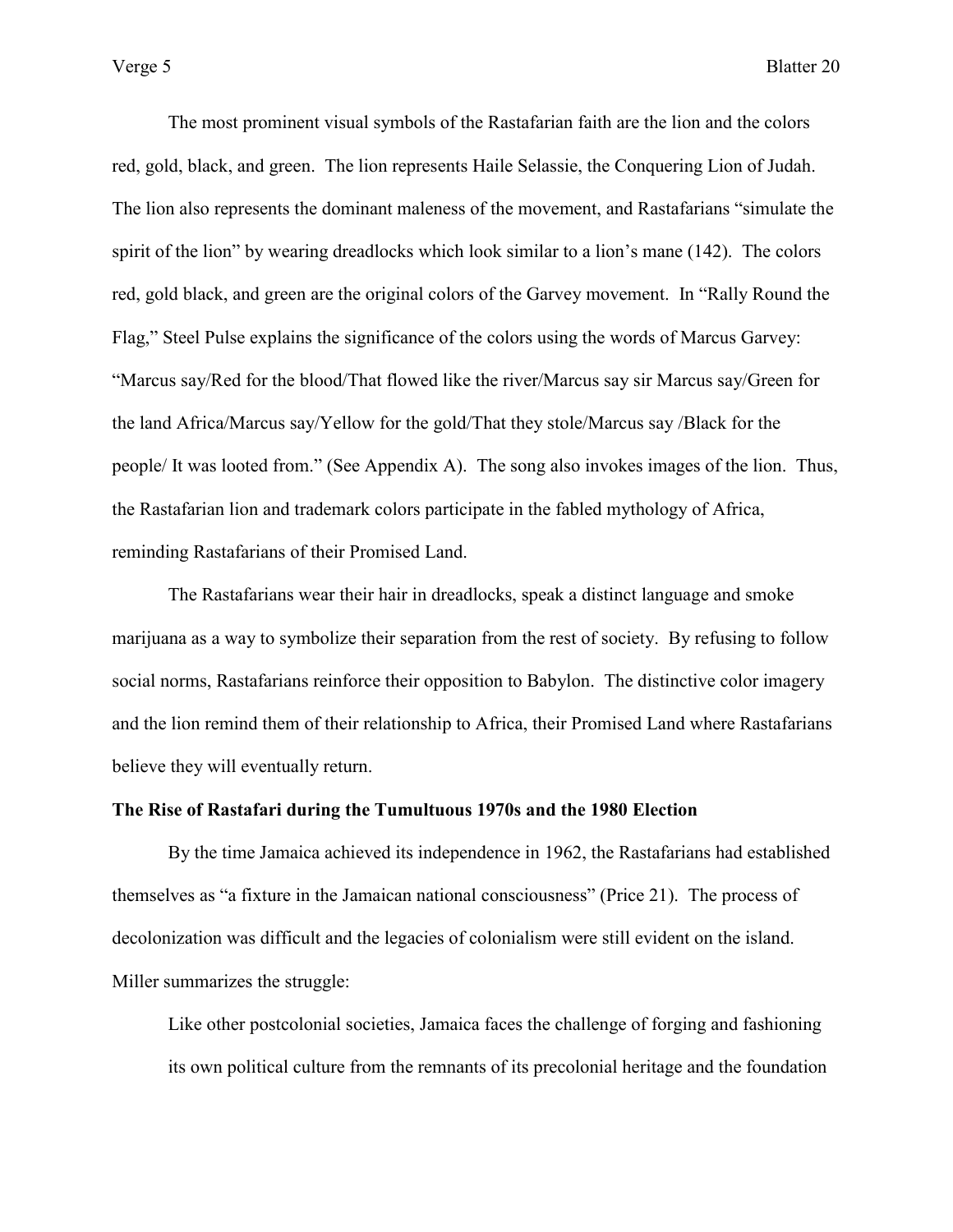The most prominent visual symbols of the Rastafarian faith are the lion and the colors red, gold, black, and green. The lion represents Haile Selassie, the Conquering Lion of Judah. The lion also represents the dominant maleness of the movement, and Rastafarians "simulate the spirit of the lion" by wearing dreadlocks which look similar to a lion's mane (142). The colors red, gold black, and green are the original colors of the Garvey movement. In "Rally Round the Flag," Steel Pulse explains the significance of the colors using the words of Marcus Garvey: "Marcus say/Red for the blood/That flowed like the river/Marcus say sir Marcus say/Green for the land Africa/Marcus say/Yellow for the gold/That they stole/Marcus say /Black for the people/ It was looted from." (See Appendix A). The song also invokes images of the lion. Thus, the Rastafarian lion and trademark colors participate in the fabled mythology of Africa, reminding Rastafarians of their Promised Land.

The Rastafarians wear their hair in dreadlocks, speak a distinct language and smoke marijuana as a way to symbolize their separation from the rest of society. By refusing to follow social norms, Rastafarians reinforce their opposition to Babylon. The distinctive color imagery and the lion remind them of their relationship to Africa, their Promised Land where Rastafarians believe they will eventually return.

**The Rise of Rastafari during the Tumultuous 1970s and the 1980 Election**

By the time Jamaica achieved its independence in 1962, the Rastafarians had established themselves as "a fixture in the Jamaican national consciousness" (Price 21). The process of decolonization was difficult and the legacies of colonialism were still evident on the island. Miller summarizes the struggle:

> Like other postcolonial societies, Jamaica faces the challenge of forging and fashioning its own political culture from the remnants of its precolonial heritage and the foundation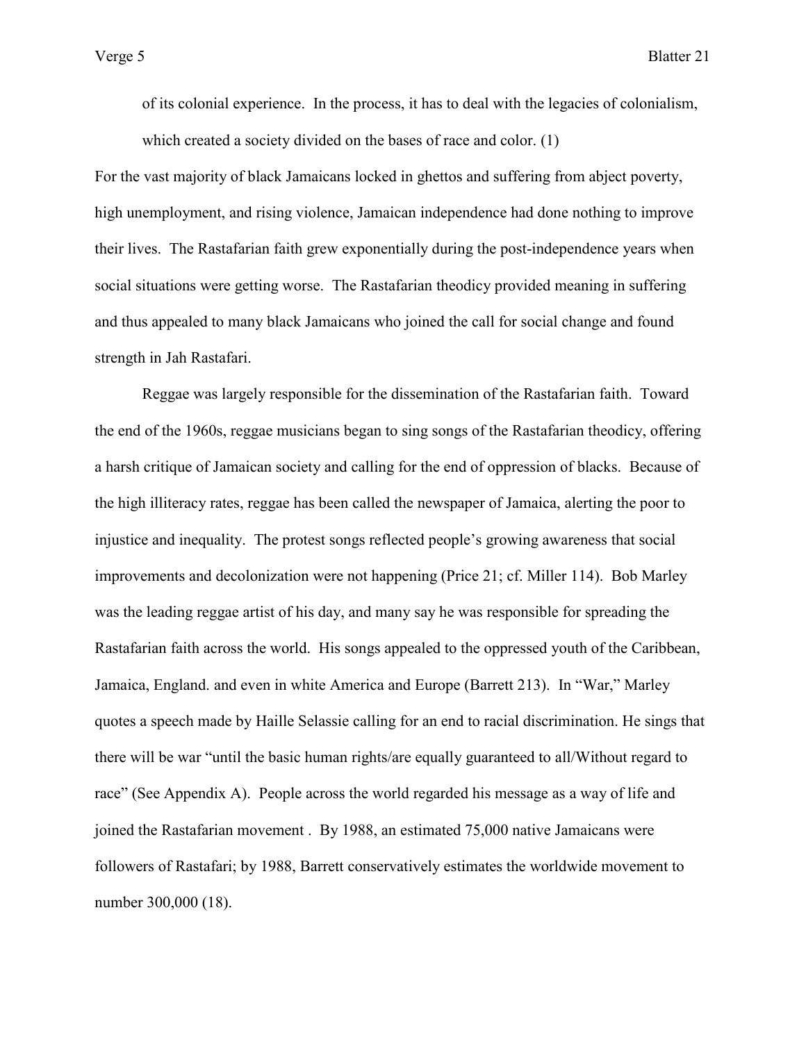> of its colonial experience. In the process, it has to deal with the legacies of colonialism, which created a society divided on the bases of race and color. (1)

For the vast majority of black Jamaicans locked in ghettos and suffering from abject poverty, high unemployment, and rising violence, Jamaican independence had done nothing to improve their lives. The Rastafarian faith grew exponentially during the post-independence years when social situations were getting worse. The Rastafarian theodicy provided meaning in suffering and thus appealed to many black Jamaicans who joined the call for social change and found strength in Jah Rastafari.

Reggae was largely responsible for the dissemination of the Rastafarian faith. Toward the end of the 1960s, reggae musicians began to sing songs of the Rastafarian theodicy, offering a harsh critique of Jamaican society and calling for the end of oppression of blacks. Because of the high illiteracy rates, reggae has been called the newspaper of Jamaica, alerting the poor to injustice and inequality. The protest songs reflected people's growing awareness that social improvements and decolonization were not happening (Price 21; cf. Miller 114). Bob Marley was the leading reggae artist of his day, and many say he was responsible for spreading the Rastafarian faith across the world. His songs appealed to the oppressed youth of the Caribbean, Jamaica, England. and even in white America and Europe (Barrett 213). In "War," Marley quotes a speech made by Haille Selassie calling for an end to racial discrimination. He sings that there will be war "until the basic human rights/are equally guaranteed to all/Without regard to race" (See Appendix A). People across the world regarded his message as a way of life and joined the Rastafarian movement . By 1988, an estimated 75,000 native Jamaicans were followers of Rastafari; by 1988, Barrett conservatively estimates the worldwide movement to number 300,000 (18).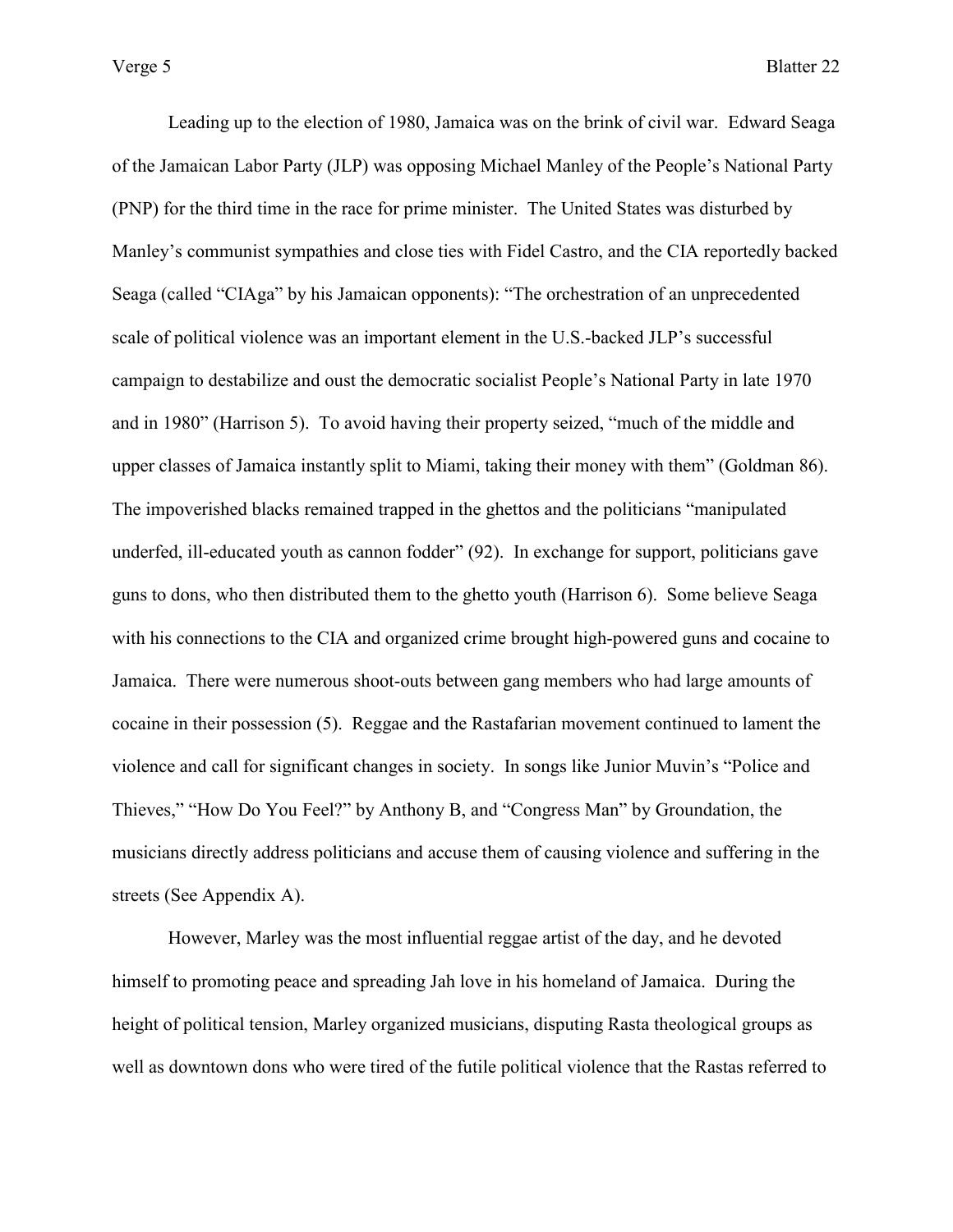Leading up to the election of 1980, Jamaica was on the brink of civil war. Edward Seaga of the Jamaican Labor Party (JLP) was opposing Michael Manley of the People's National Party (PNP) for the third time in the race for prime minister. The United States was disturbed by Manley's communist sympathies and close ties with Fidel Castro, and the CIA reportedly backed Seaga (called "CIAga" by his Jamaican opponents): "The orchestration of an unprecedented scale of political violence was an important element in the U.S.-backed JLP's successful campaign to destabilize and oust the democratic socialist People's National Party in late 1970 and in 1980" (Harrison 5). To avoid having their property seized, "much of the middle and upper classes of Jamaica instantly split to Miami, taking their money with them" (Goldman 86). The impoverished blacks remained trapped in the ghettos and the politicians "manipulated underfed, ill-educated youth as cannon fodder" (92). In exchange for support, politicians gave guns to dons, who then distributed them to the ghetto youth (Harrison 6). Some believe Seaga with his connections to the CIA and organized crime brought high-powered guns and cocaine to Jamaica. There were numerous shoot-outs between gang members who had large amounts of cocaine in their possession (5). Reggae and the Rastafarian movement continued to lament the violence and call for significant changes in society. In songs like Junior Muvin's "Police and Thieves," "How Do You Feel?" by Anthony B, and "Congress Man" by Groundation, the musicians directly address politicians and accuse them of causing violence and suffering in the streets (See Appendix A).

However, Marley was the most influential reggae artist of the day, and he devoted himself to promoting peace and spreading Jah love in his homeland of Jamaica. During the height of political tension, Marley organized musicians, disputing Rasta theological groups as well as downtown dons who were tired of the futile political violence that the Rastas referred to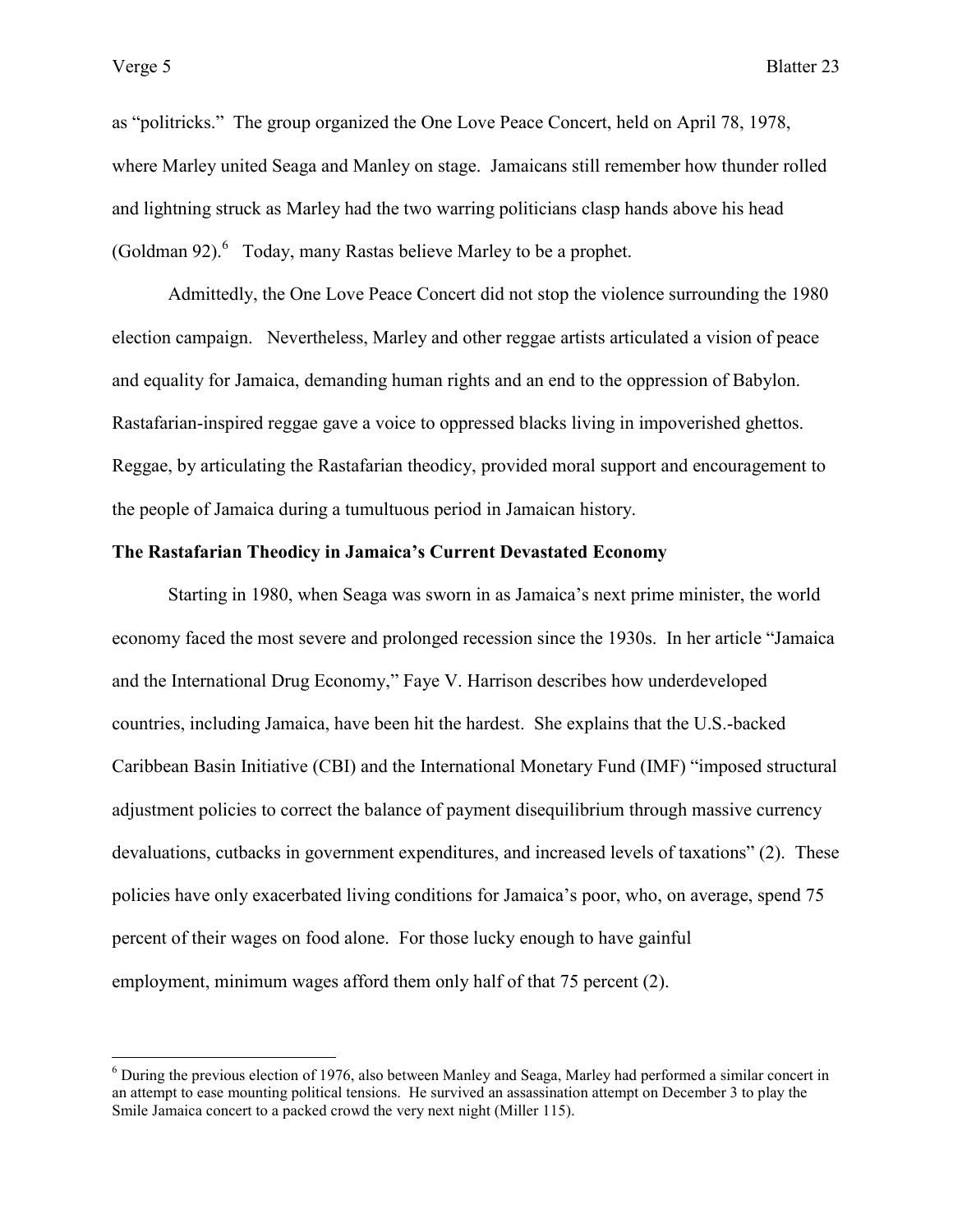as "politricks." The group organized the One Love Peace Concert, held on April 78, 1978, where Marley united Seaga and Manley on stage. Jamaicans still remember how thunder rolled and lightning struck as Marley had the two warring politicians clasp hands above his head (Goldman 92).[6] Today, many Rastas believe Marley to be a prophet.

Admittedly, the One Love Peace Concert did not stop the violence surrounding the 1980 election campaign. Nevertheless, Marley and other reggae artists articulated a vision of peace and equality for Jamaica, demanding human rights and an end to the oppression of Babylon. Rastafarian-inspired reggae gave a voice to oppressed blacks living in impoverished ghettos. Reggae, by articulating the Rastafarian theodicy, provided moral support and encouragement to the people of Jamaica during a tumultuous period in Jamaican history.

**The Rastafarian Theodicy in Jamaica's Current Devastated Economy**

Starting in 1980, when Seaga was sworn in as Jamaica's next prime minister, the world economy faced the most severe and prolonged recession since the 1930s. In her article "Jamaica and the International Drug Economy," Faye V. Harrison describes how underdeveloped countries, including Jamaica, have been hit the hardest. She explains that the U.S.-backed Caribbean Basin Initiative (CBI) and the International Monetary Fund (IMF) "imposed structural adjustment policies to correct the balance of payment disequilibrium through massive currency devaluations, cutbacks in government expenditures, and increased levels of taxations" (2). These policies have only exacerbated living conditions for Jamaica's poor, who, on average, spend 75 percent of their wages on food alone. For those lucky enough to have gainful employment, minimum wages afford them only half of that 75 percent (2).

[6] During the previous election of 1976, also between Manley and Seaga, Marley had performed a similar concert in an attempt to ease mounting political tensions. He survived an assassination attempt on December 3 to play the Smile Jamaica concert to a packed crowd the very next night (Miller 115).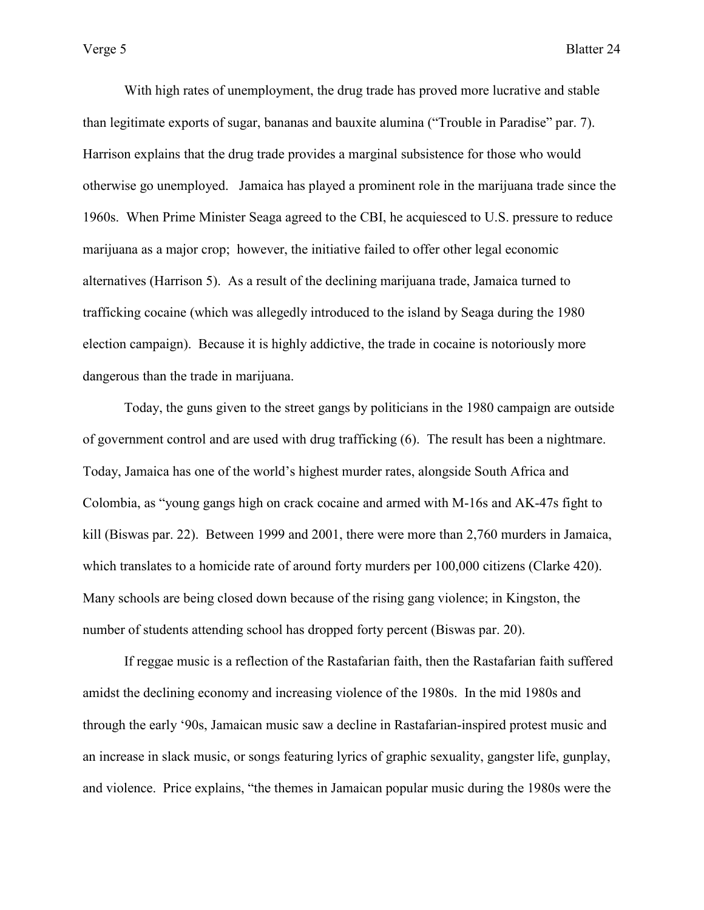With high rates of unemployment, the drug trade has proved more lucrative and stable than legitimate exports of sugar, bananas and bauxite alumina ("Trouble in Paradise" par. 7). Harrison explains that the drug trade provides a marginal subsistence for those who would otherwise go unemployed. Jamaica has played a prominent role in the marijuana trade since the 1960s. When Prime Minister Seaga agreed to the CBI, he acquiesced to U.S. pressure to reduce marijuana as a major crop; however, the initiative failed to offer other legal economic alternatives (Harrison 5). As a result of the declining marijuana trade, Jamaica turned to trafficking cocaine (which was allegedly introduced to the island by Seaga during the 1980 election campaign). Because it is highly addictive, the trade in cocaine is notoriously more dangerous than the trade in marijuana.

Today, the guns given to the street gangs by politicians in the 1980 campaign are outside of government control and are used with drug trafficking (6). The result has been a nightmare. Today, Jamaica has one of the world's highest murder rates, alongside South Africa and Colombia, as "young gangs high on crack cocaine and armed with M-16s and AK-47s fight to kill (Biswas par. 22). Between 1999 and 2001, there were more than 2,760 murders in Jamaica, which translates to a homicide rate of around forty murders per 100,000 citizens (Clarke 420). Many schools are being closed down because of the rising gang violence; in Kingston, the number of students attending school has dropped forty percent (Biswas par. 20).

If reggae music is a reflection of the Rastafarian faith, then the Rastafarian faith suffered amidst the declining economy and increasing violence of the 1980s. In the mid 1980s and through the early '90s, Jamaican music saw a decline in Rastafarian-inspired protest music and an increase in slack music, or songs featuring lyrics of graphic sexuality, gangster life, gunplay, and violence. Price explains, "the themes in Jamaican popular music during the 1980s were the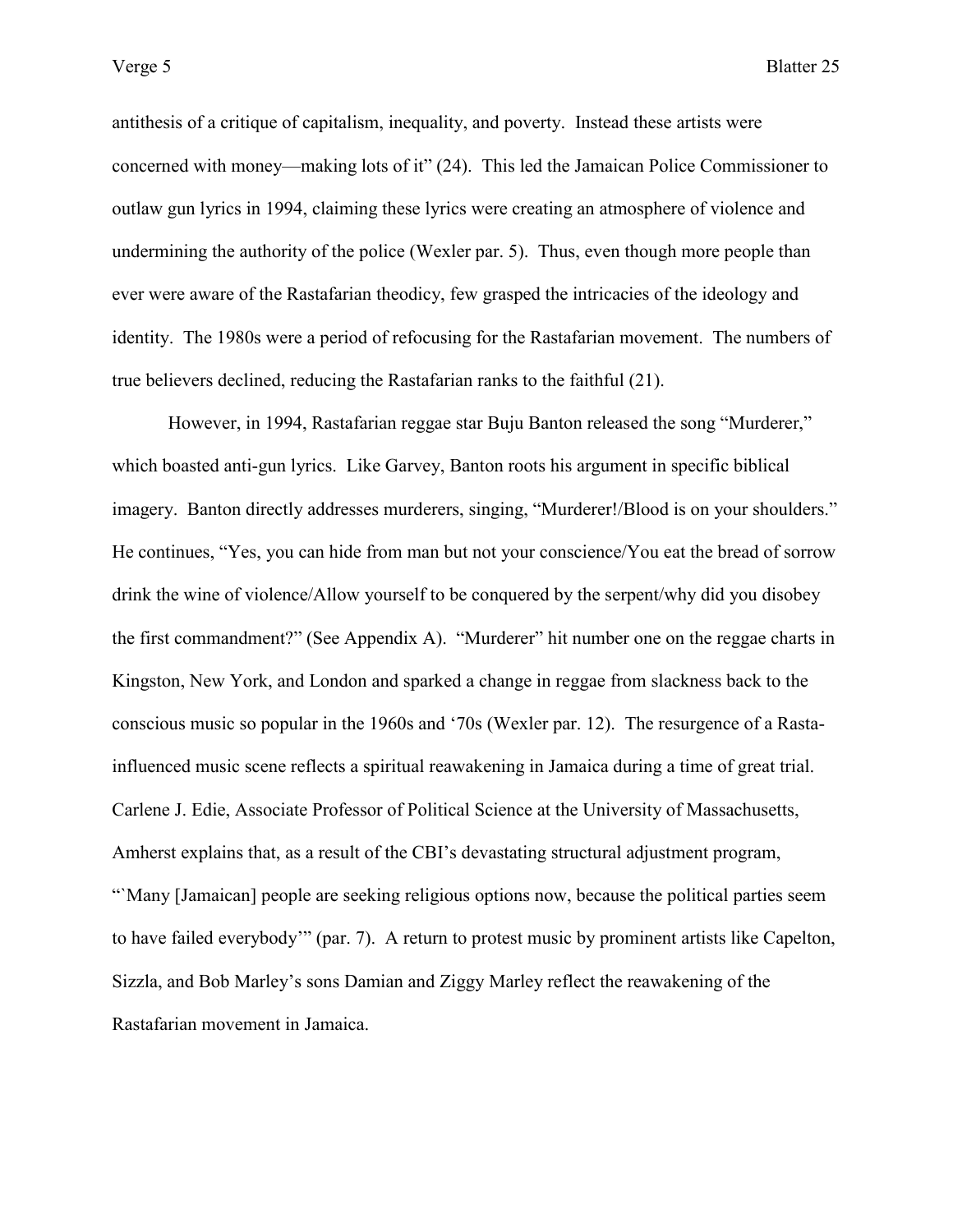antithesis of a critique of capitalism, inequality, and poverty. Instead these artists were concerned with money—making lots of it" (24). This led the Jamaican Police Commissioner to outlaw gun lyrics in 1994, claiming these lyrics were creating an atmosphere of violence and undermining the authority of the police (Wexler par. 5). Thus, even though more people than ever were aware of the Rastafarian theodicy, few grasped the intricacies of the ideology and identity. The 1980s were a period of refocusing for the Rastafarian movement. The numbers of true believers declined, reducing the Rastafarian ranks to the faithful (21).

However, in 1994, Rastafarian reggae star Buju Banton released the song "Murderer," which boasted anti-gun lyrics. Like Garvey, Banton roots his argument in specific biblical imagery. Banton directly addresses murderers, singing, "Murderer!/Blood is on your shoulders." He continues, "Yes, you can hide from man but not your conscience/You eat the bread of sorrow drink the wine of violence/Allow yourself to be conquered by the serpent/why did you disobey the first commandment?" (See Appendix A). "Murderer" hit number one on the reggae charts in Kingston, New York, and London and sparked a change in reggae from slackness back to the conscious music so popular in the 1960s and '70s (Wexler par. 12). The resurgence of a Rasta-influenced music scene reflects a spiritual reawakening in Jamaica during a time of great trial. Carlene J. Edie, Associate Professor of Political Science at the University of Massachusetts, Amherst explains that, as a result of the CBI's devastating structural adjustment program, "'Many [Jamaican] people are seeking religious options now, because the political parties seem to have failed everybody'" (par. 7). A return to protest music by prominent artists like Capelton, Sizzla, and Bob Marley's sons Damian and Ziggy Marley reflect the reawakening of the Rastafarian movement in Jamaica.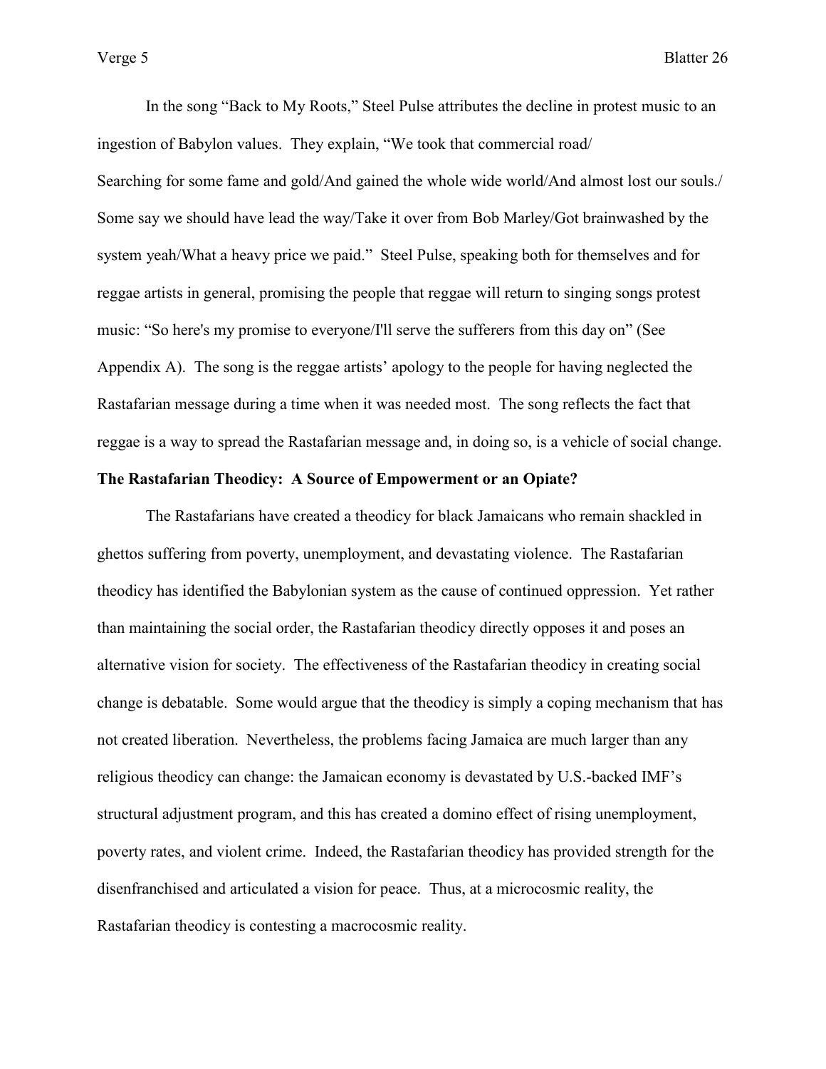In the song "Back to My Roots," Steel Pulse attributes the decline in protest music to an ingestion of Babylon values. They explain, "We took that commercial road/ Searching for some fame and gold/And gained the whole wide world/And almost lost our souls./ Some say we should have lead the way/Take it over from Bob Marley/Got brainwashed by the system yeah/What a heavy price we paid." Steel Pulse, speaking both for themselves and for reggae artists in general, promising the people that reggae will return to singing songs protest music: "So here's my promise to everyone/I'll serve the sufferers from this day on" (See Appendix A). The song is the reggae artists' apology to the people for having neglected the Rastafarian message during a time when it was needed most. The song reflects the fact that reggae is a way to spread the Rastafarian message and, in doing so, is a vehicle of social change.

**The Rastafarian Theodicy: A Source of Empowerment or an Opiate?**

The Rastafarians have created a theodicy for black Jamaicans who remain shackled in ghettos suffering from poverty, unemployment, and devastating violence. The Rastafarian theodicy has identified the Babylonian system as the cause of continued oppression. Yet rather than maintaining the social order, the Rastafarian theodicy directly opposes it and poses an alternative vision for society. The effectiveness of the Rastafarian theodicy in creating social change is debatable. Some would argue that the theodicy is simply a coping mechanism that has not created liberation. Nevertheless, the problems facing Jamaica are much larger than any religious theodicy can change: the Jamaican economy is devastated by U.S.-backed IMF's structural adjustment program, and this has created a domino effect of rising unemployment, poverty rates, and violent crime. Indeed, the Rastafarian theodicy has provided strength for the disenfranchised and articulated a vision for peace. Thus, at a microcosmic reality, the Rastafarian theodicy is contesting a macrocosmic reality.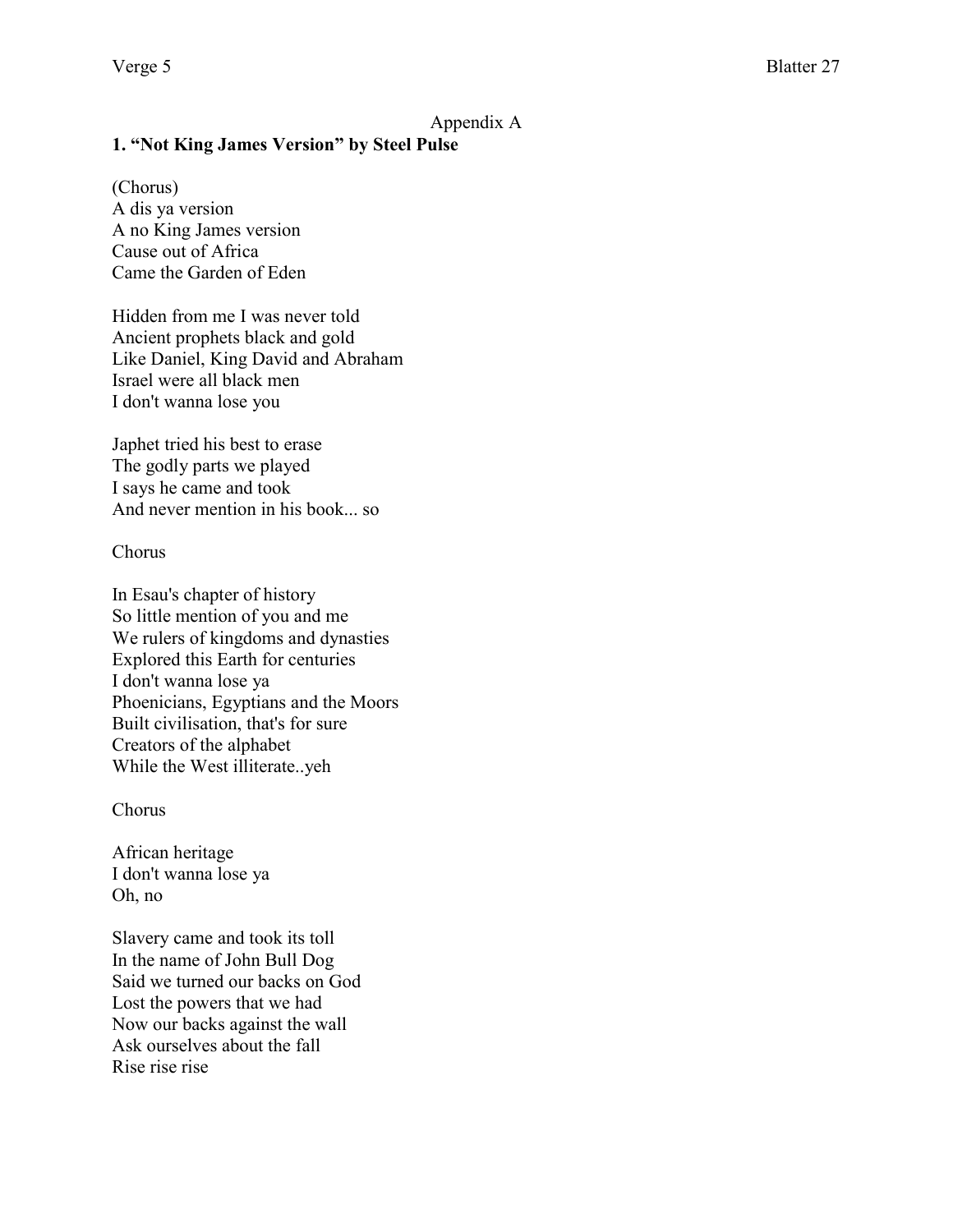Appendix A

**1. "Not King James Version" by Steel Pulse**

(Chorus)
A dis ya version
A no King James version
Cause out of Africa
Came the Garden of Eden

Hidden from me I was never told
Ancient prophets black and gold
Like Daniel, King David and Abraham
Israel were all black men
I don't wanna lose you

Japhet tried his best to erase
The godly parts we played
I says he came and took
And never mention in his book... so

Chorus

In Esau's chapter of history
So little mention of you and me
We rulers of kingdoms and dynasties
Explored this Earth for centuries
I don't wanna lose ya
Phoenicians, Egyptians and the Moors
Built civilisation, that's for sure
Creators of the alphabet
While the West illiterate..yeh

Chorus

African heritage
I don't wanna lose ya
Oh, no

Slavery came and took its toll
In the name of John Bull Dog
Said we turned our backs on God
Lost the powers that we had
Now our backs against the wall
Ask ourselves about the fall
Rise rise rise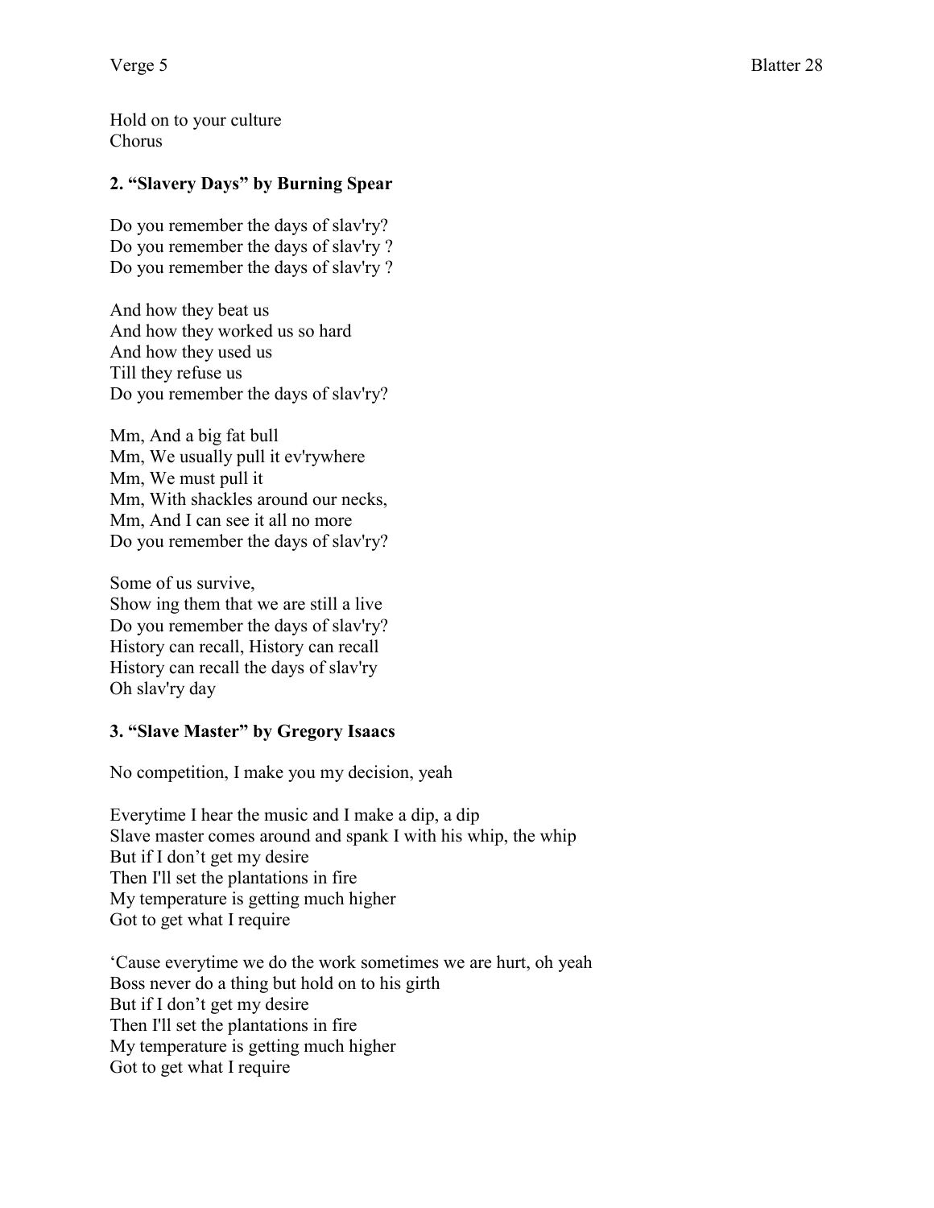Hold on to your culture
Chorus

**2. "Slavery Days" by Burning Spear**

Do you remember the days of slav'ry?
Do you remember the days of slav'ry ?
Do you remember the days of slav'ry ?

And how they beat us
And how they worked us so hard
And how they used us
Till they refuse us
Do you remember the days of slav'ry?

Mm, And a big fat bull
Mm, We usually pull it ev'rywhere
Mm, We must pull it
Mm, With shackles around our necks,
Mm, And I can see it all no more
Do you remember the days of slav'ry?

Some of us survive,
Show ing them that we are still a live
Do you remember the days of slav'ry?
History can recall, History can recall
History can recall the days of slav'ry
Oh slav'ry day

**3. "Slave Master" by Gregory Isaacs**

No competition, I make you my decision, yeah

Everytime I hear the music and I make a dip, a dip
Slave master comes around and spank I with his whip, the whip
But if I don't get my desire
Then I'll set the plantations in fire
My temperature is getting much higher
Got to get what I require

'Cause everytime we do the work sometimes we are hurt, oh yeah
Boss never do a thing but hold on to his girth
But if I don't get my desire
Then I'll set the plantations in fire
My temperature is getting much higher
Got to get what I require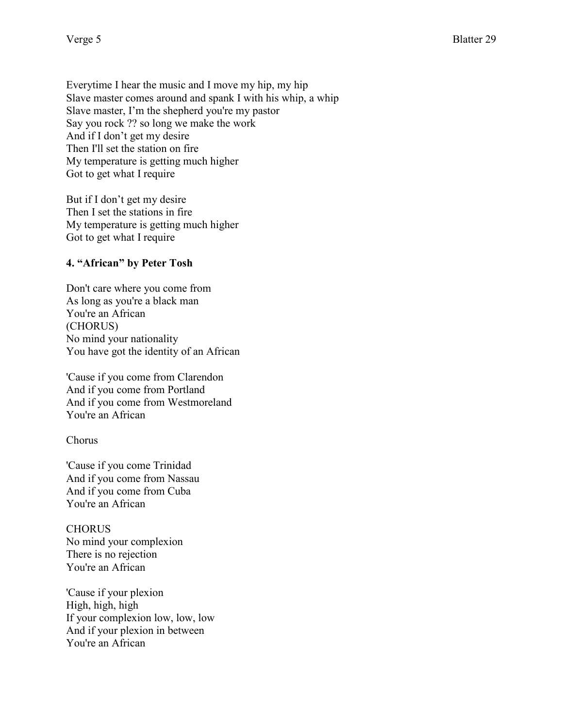Everytime I hear the music and I move my hip, my hip
Slave master comes around and spank I with his whip, a whip
Slave master, I'm the shepherd you're my pastor
Say you rock ?? so long we make the work
And if I don't get my desire
Then I'll set the station on fire
My temperature is getting much higher
Got to get what I require

But if I don't get my desire
Then I set the stations in fire
My temperature is getting much higher
Got to get what I require

#### 4. "African" by Peter Tosh

Don't care where you come from
As long as you're a black man
You're an African
(CHORUS)
No mind your nationality
You have got the identity of an African

'Cause if you come from Clarendon
And if you come from Portland
And if you come from Westmoreland
You're an African

Chorus

'Cause if you come Trinidad
And if you come from Nassau
And if you come from Cuba
You're an African

CHORUS
No mind your complexion
There is no rejection
You're an African

'Cause if your plexion
High, high, high
If your complexion low, low, low
And if your plexion in between
You're an African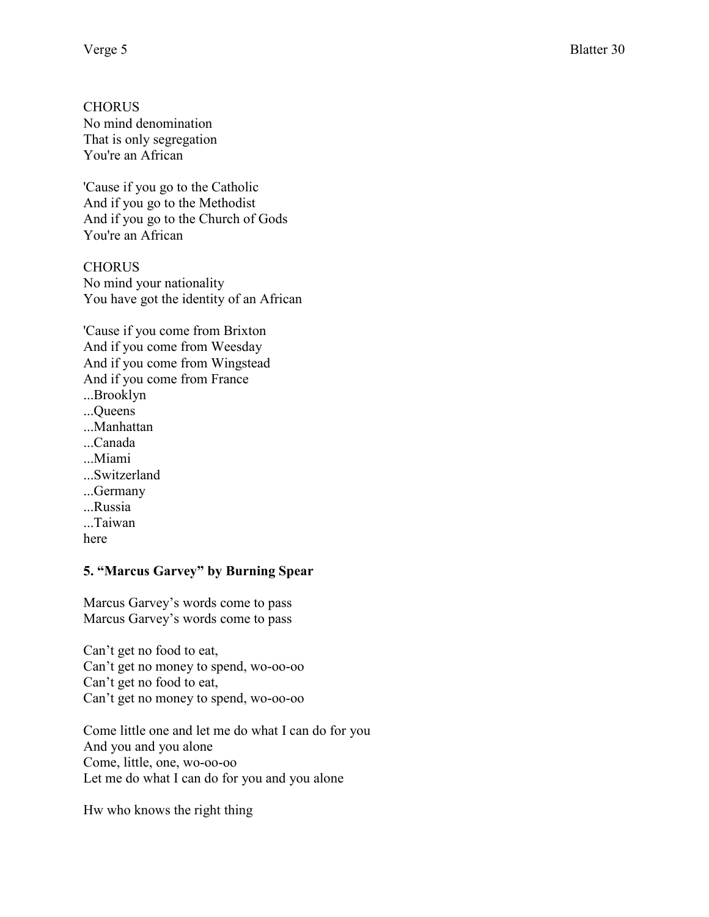CHORUS
No mind denomination
That is only segregation
You're an African

'Cause if you go to the Catholic
And if you go to the Methodist
And if you go to the Church of Gods
You're an African

CHORUS
No mind your nationality
You have got the identity of an African

'Cause if you come from Brixton
And if you come from Weesday
And if you come from Wingstead
And if you come from France
...Brooklyn
...Queens
...Manhattan
...Canada
...Miami
...Switzerland
...Germany
...Russia
...Taiwan
here

**5. "Marcus Garvey" by Burning Spear**

Marcus Garvey's words come to pass
Marcus Garvey's words come to pass

Can't get no food to eat,
Can't get no money to spend, wo-oo-oo
Can't get no food to eat,
Can't get no money to spend, wo-oo-oo

Come little one and let me do what I can do for you
And you and you alone
Come, little, one, wo-oo-oo
Let me do what I can do for you and you alone

Hw who knows the right thing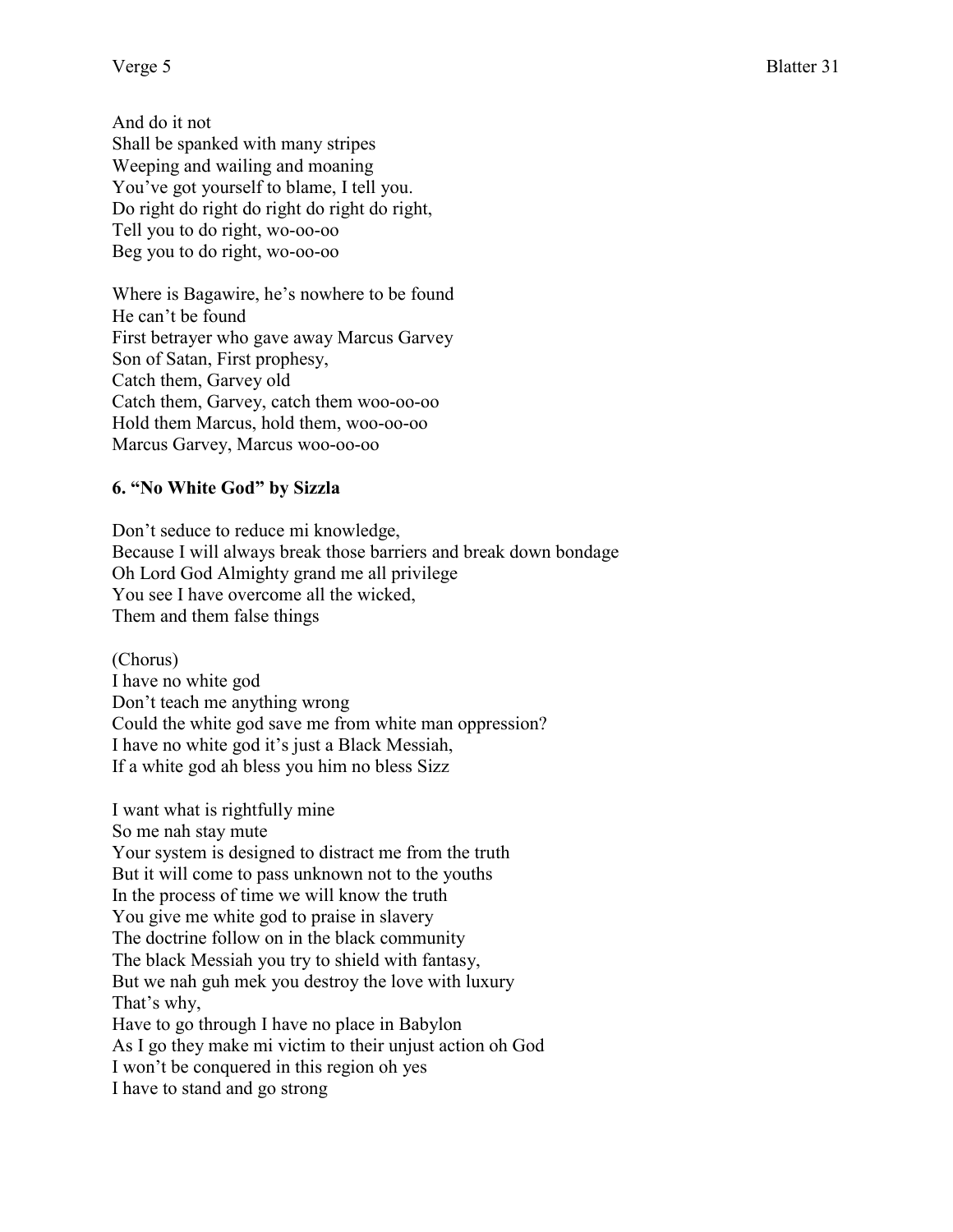And do it not
Shall be spanked with many stripes
Weeping and wailing and moaning
You've got yourself to blame, I tell you.
Do right do right do right do right do right,
Tell you to do right, wo-oo-oo
Beg you to do right, wo-oo-oo

Where is Bagawire, he's nowhere to be found
He can't be found
First betrayer who gave away Marcus Garvey
Son of Satan, First prophesy,
Catch them, Garvey old
Catch them, Garvey, catch them woo-oo-oo
Hold them Marcus, hold them, woo-oo-oo
Marcus Garvey, Marcus woo-oo-oo

### 6. "No White God" by Sizzla

Don't seduce to reduce mi knowledge,
Because I will always break those barriers and break down bondage
Oh Lord God Almighty grand me all privilege
You see I have overcome all the wicked,
Them and them false things

(Chorus)
I have no white god
Don't teach me anything wrong
Could the white god save me from white man oppression?
I have no white god it's just a Black Messiah,
If a white god ah bless you him no bless Sizz

I want what is rightfully mine
So me nah stay mute
Your system is designed to distract me from the truth
But it will come to pass unknown not to the youths
In the process of time we will know the truth
You give me white god to praise in slavery
The doctrine follow on in the black community
The black Messiah you try to shield with fantasy,
But we nah guh mek you destroy the love with luxury
That's why,
Have to go through I have no place in Babylon
As I go they make mi victim to their unjust action oh God
I won't be conquered in this region oh yes
I have to stand and go strong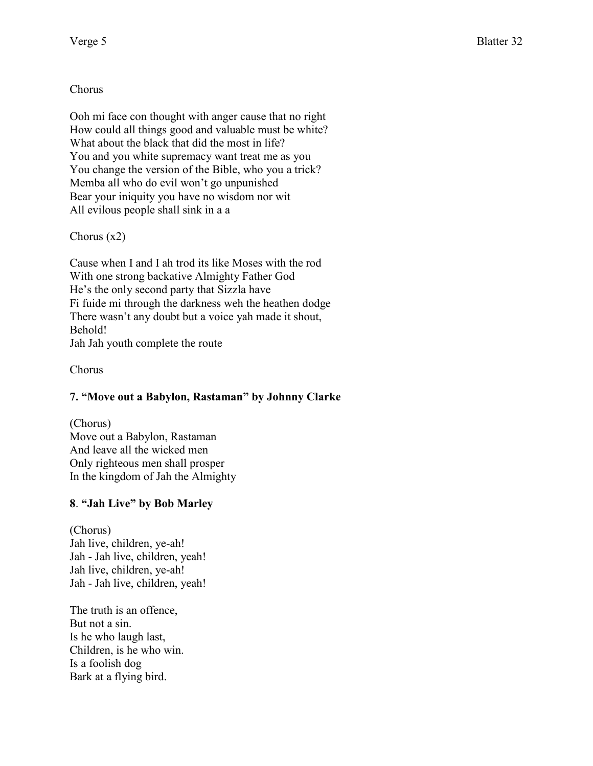Chorus

Ooh mi face con thought with anger cause that no right  
How could all things good and valuable must be white?  
What about the black that did the most in life?  
You and you white supremacy want treat me as you  
You change the version of the Bible, who you a trick?  
Memba all who do evil won't go unpunished  
Bear your iniquity you have no wisdom nor wit  
All evilous people shall sink in a a

Chorus (x2)

Cause when I and I ah trod its like Moses with the rod  
With one strong backative Almighty Father God  
He's the only second party that Sizzla have  
Fi fuide mi through the darkness weh the heathen dodge  
There wasn't any doubt but a voice yah made it shout,  
Behold!  
Jah Jah youth complete the route

Chorus

**7. "Move out a Babylon, Rastaman" by Johnny Clarke**

(Chorus)  
Move out a Babylon, Rastaman  
And leave all the wicked men  
Only righteous men shall prosper  
In the kingdom of Jah the Almighty

**8**. **"Jah Live" by Bob Marley**

(Chorus)  
Jah live, children, ye-ah!  
Jah - Jah live, children, yeah!  
Jah live, children, ye-ah!  
Jah - Jah live, children, yeah!

The truth is an offence,  
But not a sin.  
Is he who laugh last,  
Children, is he who win.  
Is a foolish dog  
Bark at a flying bird.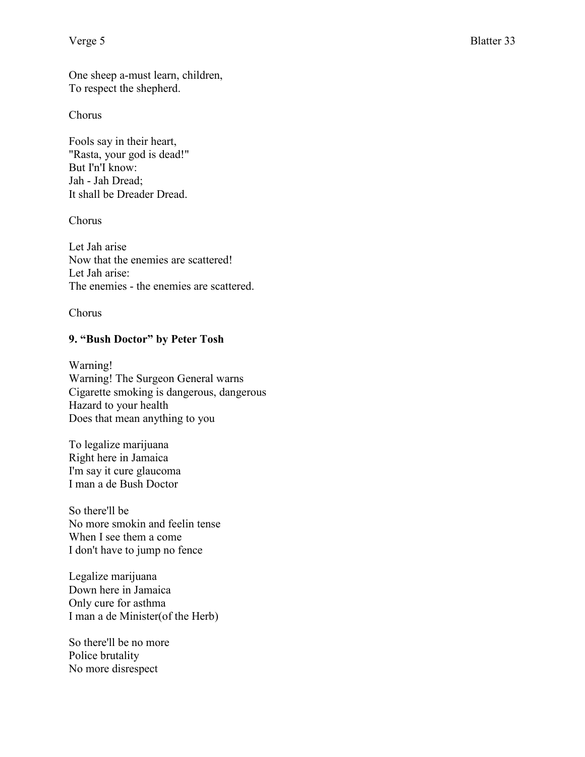One sheep a-must learn, children,  
To respect the shepherd.

Chorus

Fools say in their heart,  
"Rasta, your god is dead!"  
But I'n'I know:  
Jah - Jah Dread;  
It shall be Dreader Dread.

Chorus

Let Jah arise  
Now that the enemies are scattered!  
Let Jah arise:  
The enemies - the enemies are scattered.

Chorus

### 9. "Bush Doctor" by Peter Tosh

Warning!  
Warning! The Surgeon General warns  
Cigarette smoking is dangerous, dangerous  
Hazard to your health  
Does that mean anything to you

To legalize marijuana  
Right here in Jamaica  
I'm say it cure glaucoma  
I man a de Bush Doctor

So there'll be  
No more smokin and feelin tense  
When I see them a come  
I don't have to jump no fence

Legalize marijuana  
Down here in Jamaica  
Only cure for asthma  
I man a de Minister(of the Herb)

So there'll be no more  
Police brutality  
No more disrespect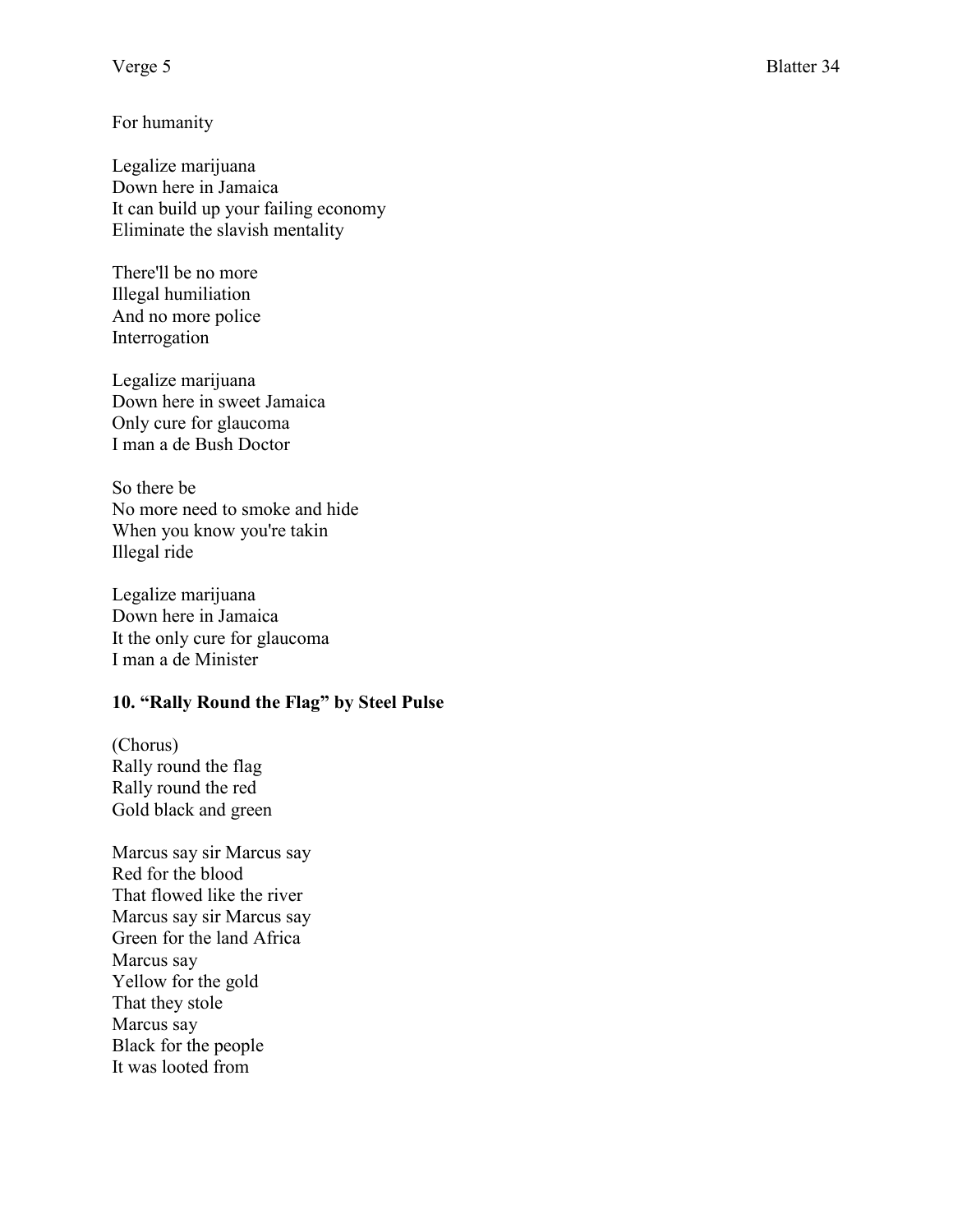For humanity

Legalize marijuana
Down here in Jamaica
It can build up your failing economy
Eliminate the slavish mentality

There'll be no more
Illegal humiliation
And no more police
Interrogation

Legalize marijuana
Down here in sweet Jamaica
Only cure for glaucoma
I man a de Bush Doctor

So there be
No more need to smoke and hide
When you know you're takin
Illegal ride

Legalize marijuana
Down here in Jamaica
It the only cure for glaucoma
I man a de Minister

**10. "Rally Round the Flag" by Steel Pulse**

(Chorus)
Rally round the flag
Rally round the red
Gold black and green

Marcus say sir Marcus say
Red for the blood
That flowed like the river
Marcus say sir Marcus say
Green for the land Africa
Marcus say
Yellow for the gold
That they stole
Marcus say
Black for the people
It was looted from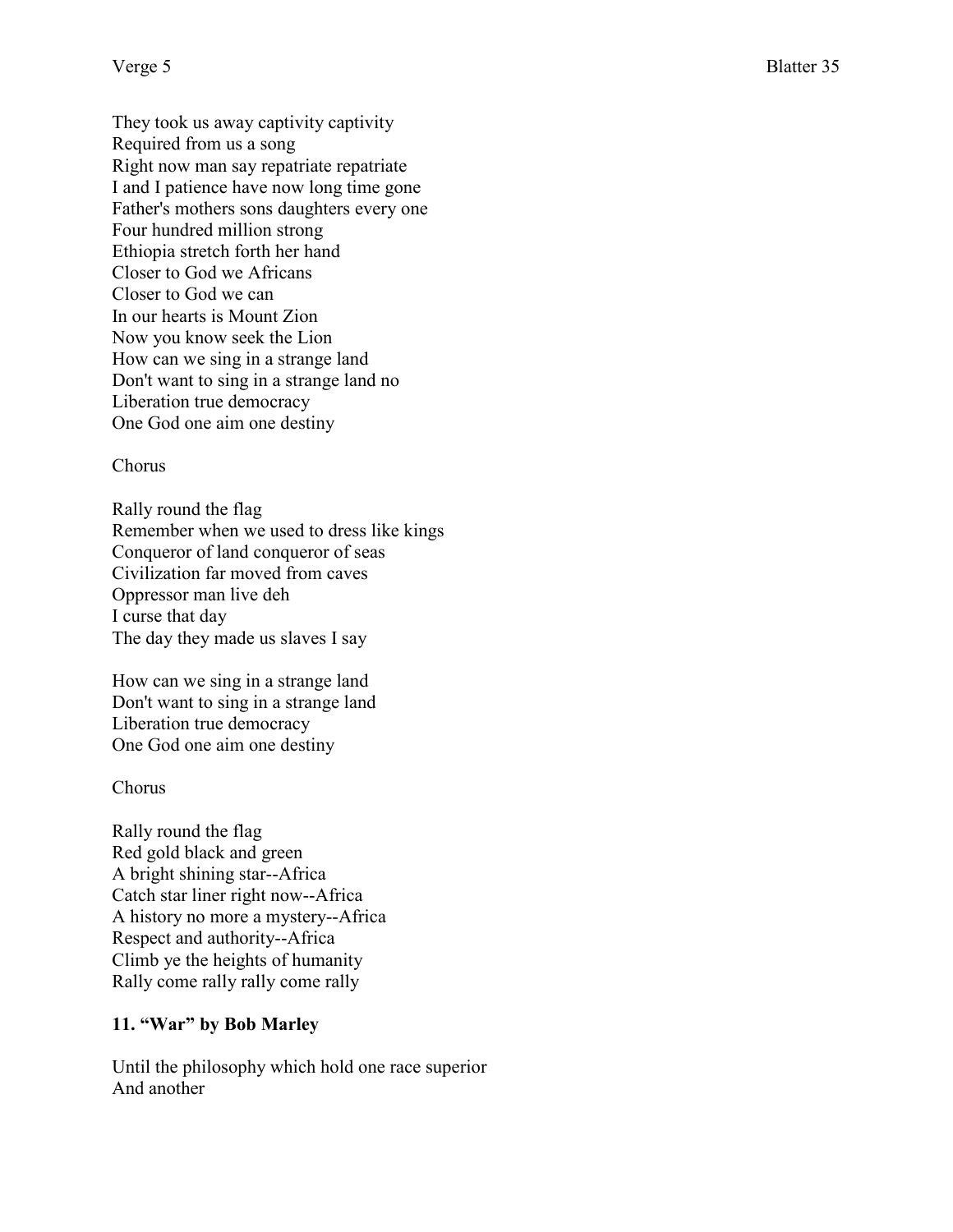They took us away captivity captivity
Required from us a song
Right now man say repatriate repatriate
I and I patience have now long time gone
Father's mothers sons daughters every one
Four hundred million strong
Ethiopia stretch forth her hand
Closer to God we Africans
Closer to God we can
In our hearts is Mount Zion
Now you know seek the Lion
How can we sing in a strange land
Don't want to sing in a strange land no
Liberation true democracy
One God one aim one destiny

Chorus

Rally round the flag
Remember when we used to dress like kings
Conqueror of land conqueror of seas
Civilization far moved from caves
Oppressor man live deh
I curse that day
The day they made us slaves I say

How can we sing in a strange land
Don't want to sing in a strange land
Liberation true democracy
One God one aim one destiny

Chorus

Rally round the flag
Red gold black and green
A bright shining star--Africa
Catch star liner right now--Africa
A history no more a mystery--Africa
Respect and authority--Africa
Climb ye the heights of humanity
Rally come rally rally come rally

**11. "War" by Bob Marley**

Until the philosophy which hold one race superior
And another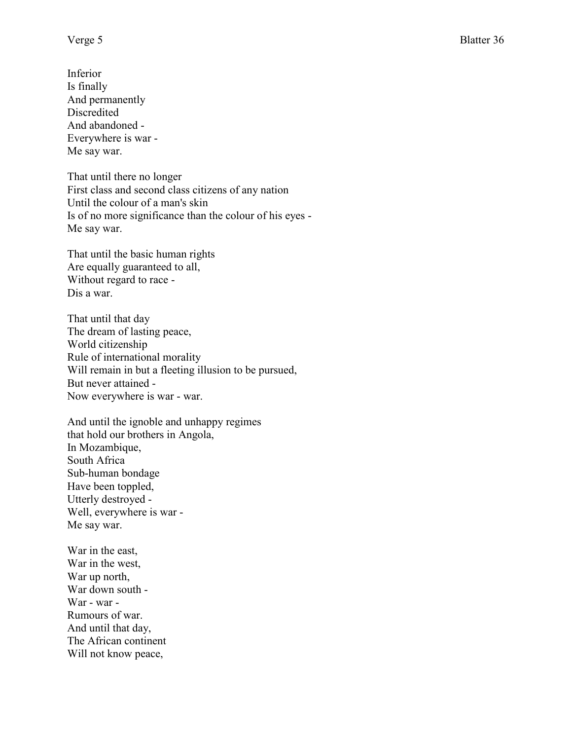Inferior
Is finally
And permanently
Discredited
And abandoned -
Everywhere is war -
Me say war.

That until there no longer
First class and second class citizens of any nation
Until the colour of a man's skin
Is of no more significance than the colour of his eyes -
Me say war.

That until the basic human rights
Are equally guaranteed to all,
Without regard to race -
Dis a war.

That until that day
The dream of lasting peace,
World citizenship
Rule of international morality
Will remain in but a fleeting illusion to be pursued,
But never attained -
Now everywhere is war - war.

And until the ignoble and unhappy regimes
that hold our brothers in Angola,
In Mozambique,
South Africa
Sub-human bondage
Have been toppled,
Utterly destroyed -
Well, everywhere is war -
Me say war.

War in the east,
War in the west,
War up north,
War down south -
War - war -
Rumours of war.
And until that day,
The African continent
Will not know peace,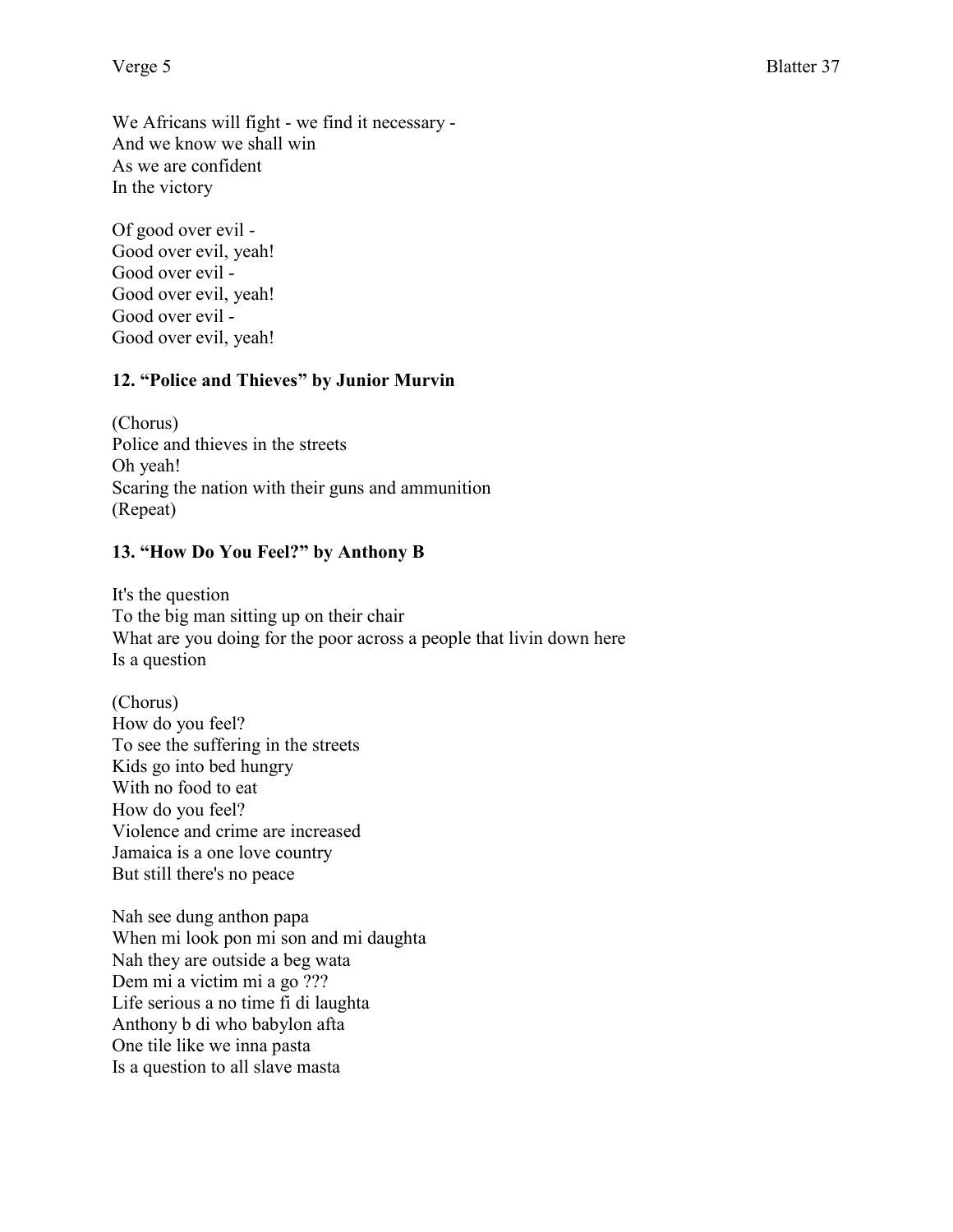We Africans will fight - we find it necessary -
And we know we shall win
As we are confident
In the victory

Of good over evil -
Good over evil, yeah!
Good over evil -
Good over evil, yeah!
Good over evil -
Good over evil, yeah!

**12. "Police and Thieves" by Junior Murvin**

(Chorus)
Police and thieves in the streets
Oh yeah!
Scaring the nation with their guns and ammunition
(Repeat)

**13. "How Do You Feel?" by Anthony B**

It's the question
To the big man sitting up on their chair
What are you doing for the poor across a people that livin down here
Is a question

(Chorus)
How do you feel?
To see the suffering in the streets
Kids go into bed hungry
With no food to eat
How do you feel?
Violence and crime are increased
Jamaica is a one love country
But still there's no peace

Nah see dung anthon papa
When mi look pon mi son and mi daughta
Nah they are outside a beg wata
Dem mi a victim mi a go ???
Life serious a no time fi di laughta
Anthony b di who babylon afta
One tile like we inna pasta
Is a question to all slave masta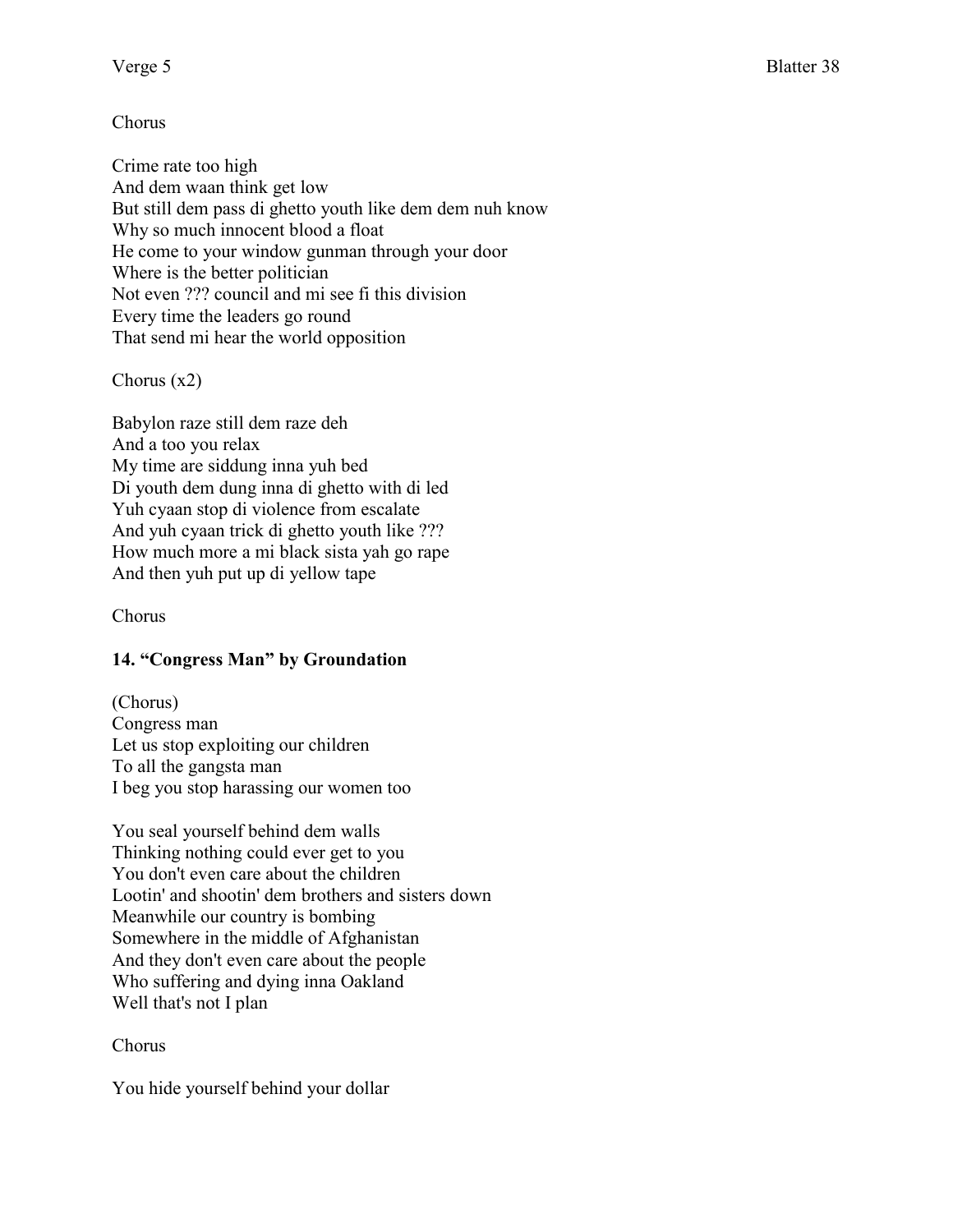Chorus

Crime rate too high  
And dem waan think get low  
But still dem pass di ghetto youth like dem dem nuh know  
Why so much innocent blood a float  
He come to your window gunman through your door  
Where is the better politician  
Not even ??? council and mi see fi this division  
Every time the leaders go round  
That send mi hear the world opposition

Chorus (x2)

Babylon raze still dem raze deh  
And a too you relax  
My time are siddung inna yuh bed  
Di youth dem dung inna di ghetto with di led  
Yuh cyaan stop di violence from escalate  
And yuh cyaan trick di ghetto youth like ???  
How much more a mi black sista yah go rape  
And then yuh put up di yellow tape

Chorus

**14. "Congress Man" by Groundation**

(Chorus)  
Congress man  
Let us stop exploiting our children  
To all the gangsta man  
I beg you stop harassing our women too

You seal yourself behind dem walls  
Thinking nothing could ever get to you  
You don't even care about the children  
Lootin' and shootin' dem brothers and sisters down  
Meanwhile our country is bombing  
Somewhere in the middle of Afghanistan  
And they don't even care about the people  
Who suffering and dying inna Oakland  
Well that's not I plan

Chorus

You hide yourself behind your dollar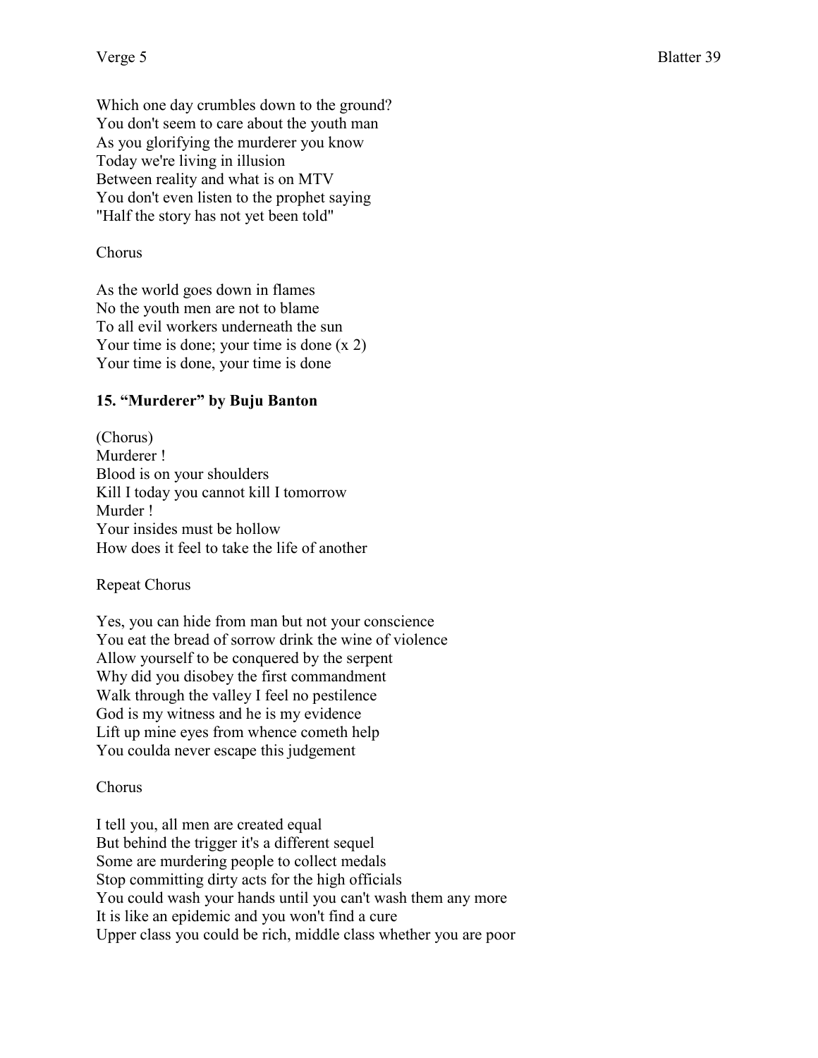Which one day crumbles down to the ground?
You don't seem to care about the youth man
As you glorifying the murderer you know
Today we're living in illusion
Between reality and what is on MTV
You don't even listen to the prophet saying
"Half the story has not yet been told"

Chorus

As the world goes down in flames
No the youth men are not to blame
To all evil workers underneath the sun
Your time is done; your time is done (x 2)
Your time is done, your time is done

**15. "Murderer" by Buju Banton**

(Chorus)
Murderer !
Blood is on your shoulders
Kill I today you cannot kill I tomorrow
Murder !
Your insides must be hollow
How does it feel to take the life of another

Repeat Chorus

Yes, you can hide from man but not your conscience
You eat the bread of sorrow drink the wine of violence
Allow yourself to be conquered by the serpent
Why did you disobey the first commandment
Walk through the valley I feel no pestilence
God is my witness and he is my evidence
Lift up mine eyes from whence cometh help
You coulda never escape this judgement

Chorus

I tell you, all men are created equal
But behind the trigger it's a different sequel
Some are murdering people to collect medals
Stop committing dirty acts for the high officials
You could wash your hands until you can't wash them any more
It is like an epidemic and you won't find a cure
Upper class you could be rich, middle class whether you are poor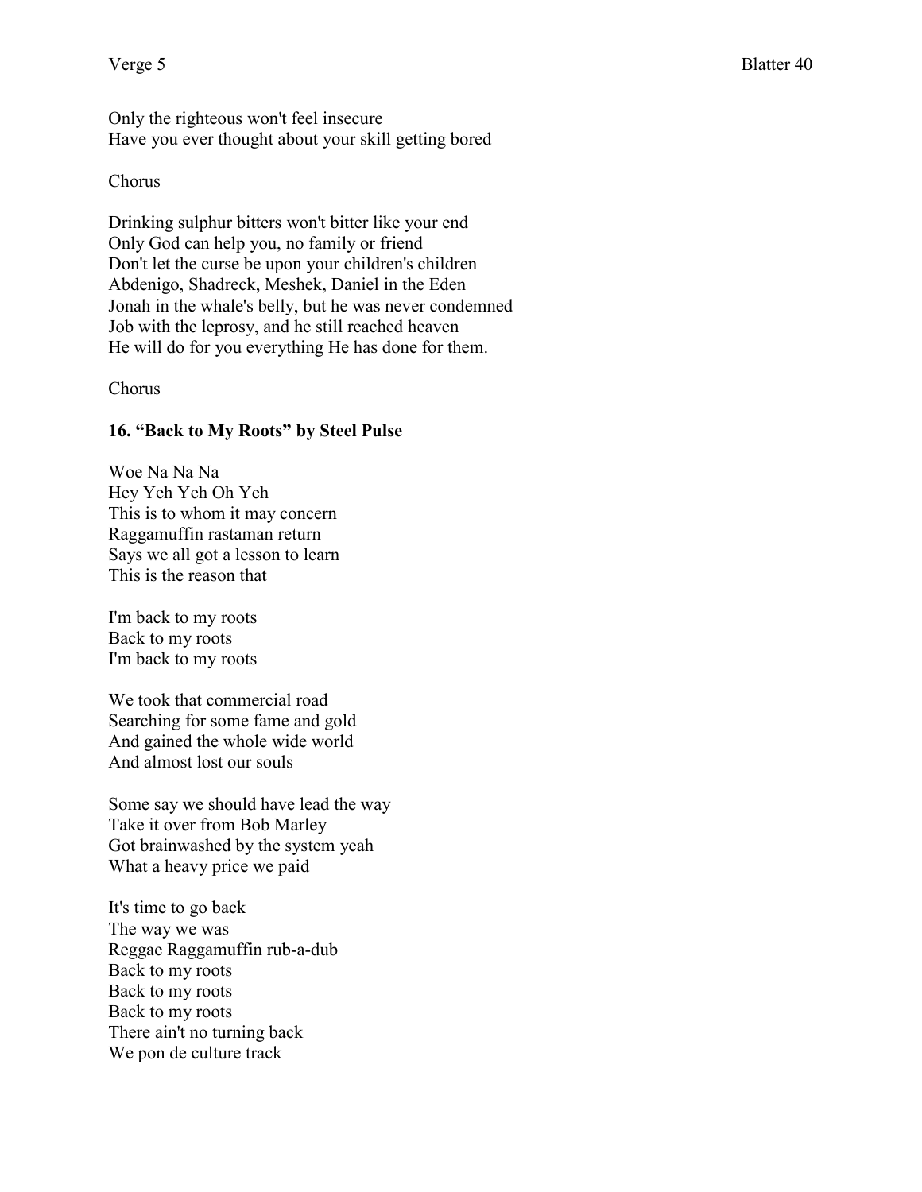Only the righteous won't feel insecure
Have you ever thought about your skill getting bored

Chorus

Drinking sulphur bitters won't bitter like your end
Only God can help you, no family or friend
Don't let the curse be upon your children's children
Abdenigo, Shadreck, Meshek, Daniel in the Eden
Jonah in the whale's belly, but he was never condemned
Job with the leprosy, and he still reached heaven
He will do for you everything He has done for them.

Chorus

**16. "Back to My Roots" by Steel Pulse**

Woe Na Na Na
Hey Yeh Yeh Oh Yeh
This is to whom it may concern
Raggamuffin rastaman return
Says we all got a lesson to learn
This is the reason that

I'm back to my roots
Back to my roots
I'm back to my roots

We took that commercial road
Searching for some fame and gold
And gained the whole wide world
And almost lost our souls

Some say we should have lead the way
Take it over from Bob Marley
Got brainwashed by the system yeah
What a heavy price we paid

It's time to go back
The way we was
Reggae Raggamuffin rub-a-dub
Back to my roots
Back to my roots
Back to my roots
There ain't no turning back
We pon de culture track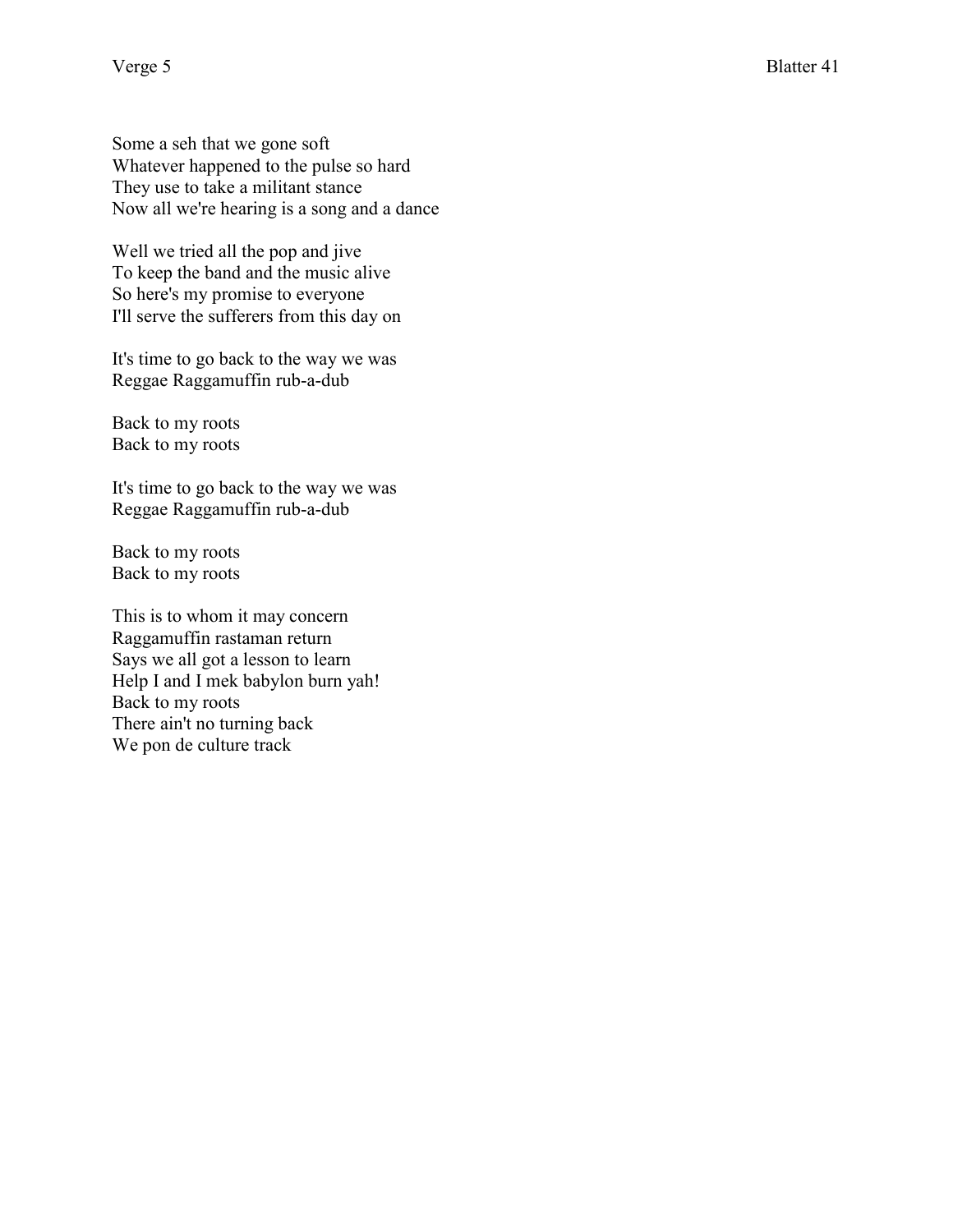Some a seh that we gone soft
Whatever happened to the pulse so hard
They use to take a militant stance
Now all we're hearing is a song and a dance

Well we tried all the pop and jive
To keep the band and the music alive
So here's my promise to everyone
I'll serve the sufferers from this day on

It's time to go back to the way we was
Reggae Raggamuffin rub-a-dub

Back to my roots
Back to my roots

It's time to go back to the way we was
Reggae Raggamuffin rub-a-dub

Back to my roots
Back to my roots

This is to whom it may concern
Raggamuffin rastaman return
Says we all got a lesson to learn
Help I and I mek babylon burn yah!
Back to my roots
There ain't no turning back
We pon de culture track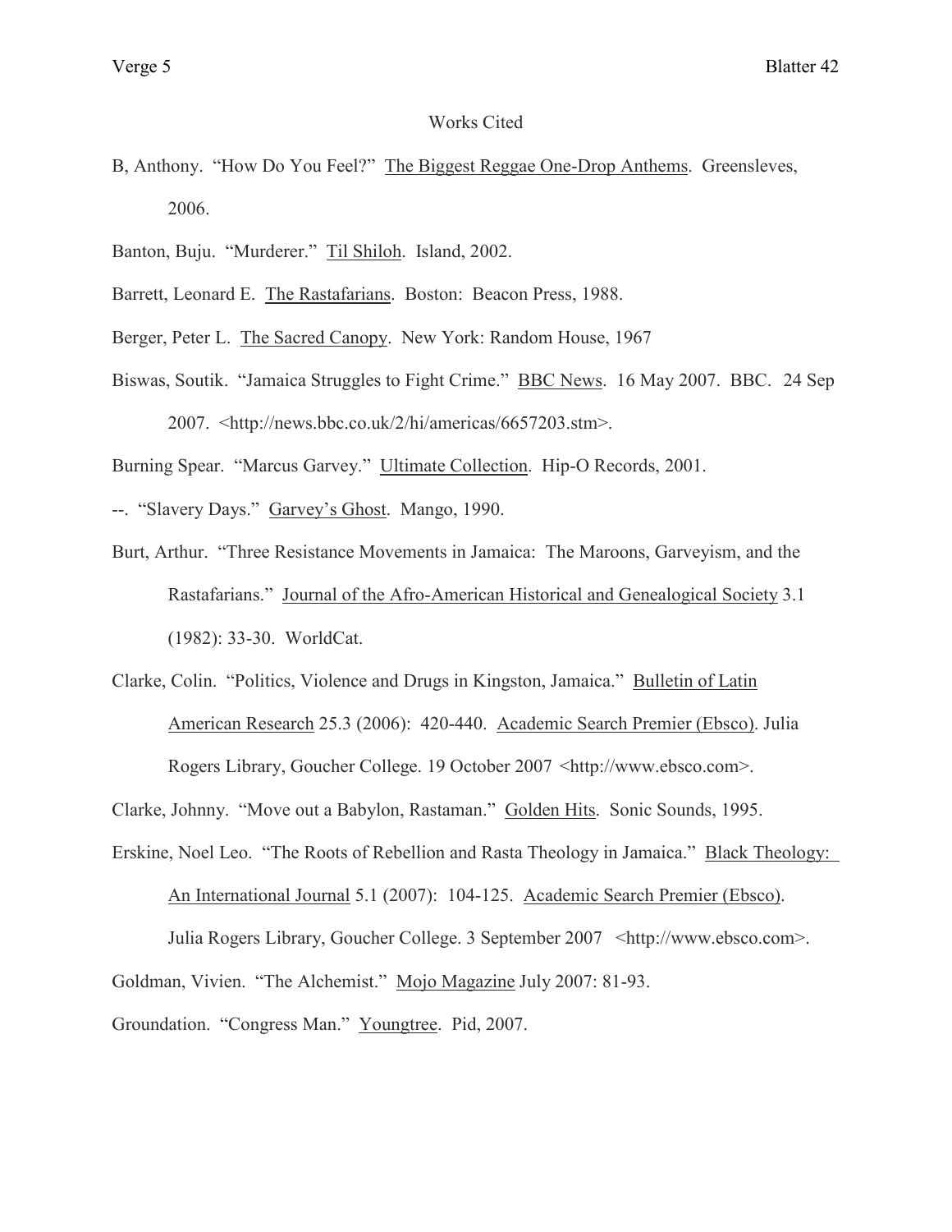# Works Cited

B, Anthony. "How Do You Feel?" The Biggest Reggae One-Drop Anthems. Greensleves, 2006.

Banton, Buju. "Murderer." Til Shiloh. Island, 2002.

Barrett, Leonard E. The Rastafarians. Boston: Beacon Press, 1988.

Berger, Peter L. The Sacred Canopy. New York: Random House, 1967

Biswas, Soutik. "Jamaica Struggles to Fight Crime." BBC News. 16 May 2007. BBC. 24 Sep 2007. <http://news.bbc.co.uk/2/hi/americas/6657203.stm>.

Burning Spear. "Marcus Garvey." Ultimate Collection. Hip-O Records, 2001.

--. "Slavery Days." Garvey's Ghost. Mango, 1990.

Burt, Arthur. "Three Resistance Movements in Jamaica: The Maroons, Garveyism, and the Rastafarians." Journal of the Afro-American Historical and Genealogical Society 3.1 (1982): 33-30. WorldCat.

Clarke, Colin. "Politics, Violence and Drugs in Kingston, Jamaica." Bulletin of Latin American Research 25.3 (2006): 420-440. Academic Search Premier (Ebsco). Julia Rogers Library, Goucher College. 19 October 2007 <http://www.ebsco.com>.

Clarke, Johnny. "Move out a Babylon, Rastaman." Golden Hits. Sonic Sounds, 1995.

Erskine, Noel Leo. "The Roots of Rebellion and Rasta Theology in Jamaica." Black Theology: An International Journal 5.1 (2007): 104-125. Academic Search Premier (Ebsco). Julia Rogers Library, Goucher College. 3 September 2007 <http://www.ebsco.com>.

Goldman, Vivien. "The Alchemist." Mojo Magazine July 2007: 81-93.

Groundation. "Congress Man." Youngtree. Pid, 2007.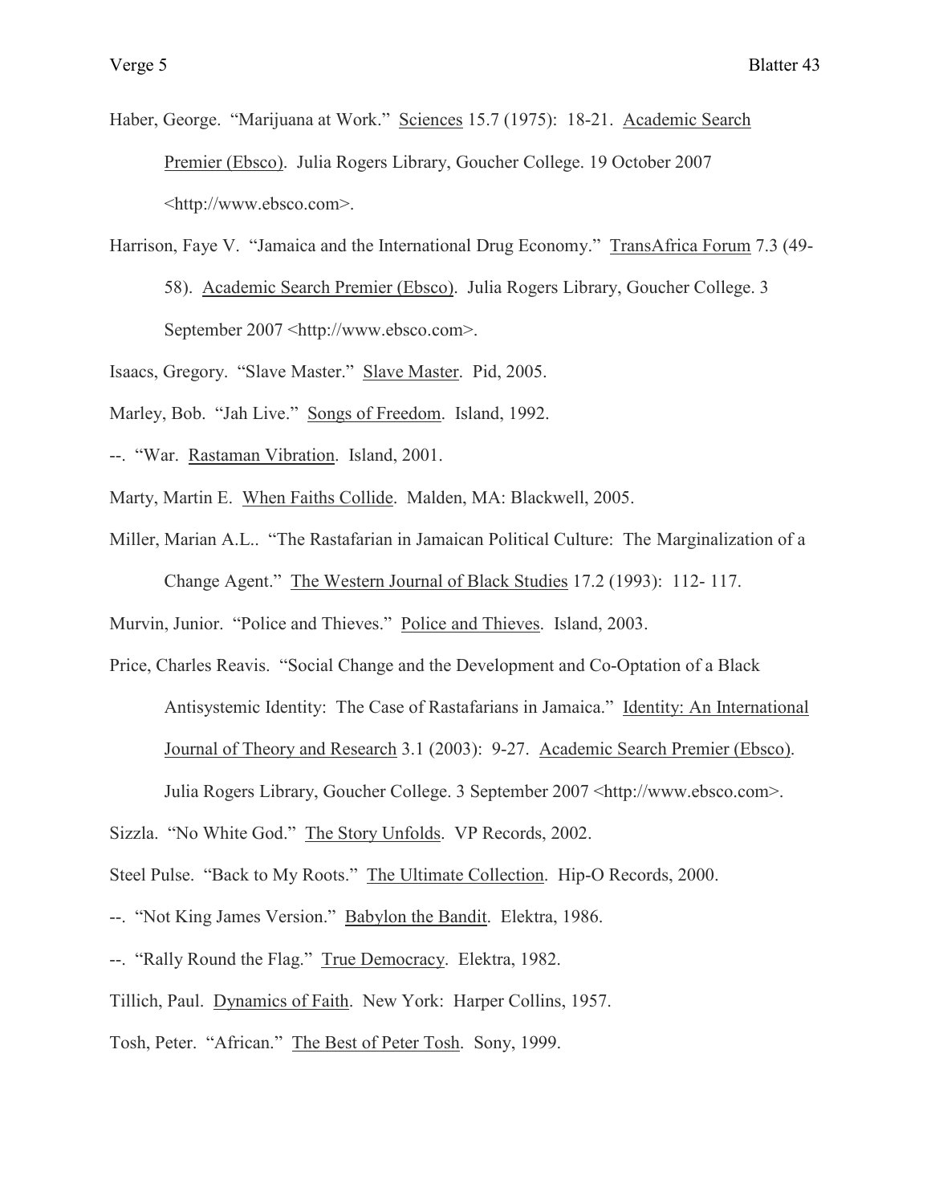Haber, George. "Marijuana at Work." Sciences 15.7 (1975): 18-21. Academic Search Premier (Ebsco). Julia Rogers Library, Goucher College. 19 October 2007 <http://www.ebsco.com>.

Harrison, Faye V. "Jamaica and the International Drug Economy." TransAfrica Forum 7.3 (49-58). Academic Search Premier (Ebsco). Julia Rogers Library, Goucher College. 3 September 2007 <http://www.ebsco.com>.

Isaacs, Gregory. "Slave Master." Slave Master. Pid, 2005.

Marley, Bob. "Jah Live." Songs of Freedom. Island, 1992.

--. "War. Rastaman Vibration. Island, 2001.

Marty, Martin E. When Faiths Collide. Malden, MA: Blackwell, 2005.

Miller, Marian A.L.. "The Rastafarian in Jamaican Political Culture: The Marginalization of a Change Agent." The Western Journal of Black Studies 17.2 (1993): 112- 117.

Murvin, Junior. "Police and Thieves." Police and Thieves. Island, 2003.

Price, Charles Reavis. "Social Change and the Development and Co-Optation of a Black Antisystemic Identity: The Case of Rastafarians in Jamaica." Identity: An International Journal of Theory and Research 3.1 (2003): 9-27. Academic Search Premier (Ebsco). Julia Rogers Library, Goucher College. 3 September 2007 <http://www.ebsco.com>.

Sizzla. "No White God." The Story Unfolds. VP Records, 2002.

Steel Pulse. "Back to My Roots." The Ultimate Collection. Hip-O Records, 2000.

--. "Not King James Version." Babylon the Bandit. Elektra, 1986.

--. "Rally Round the Flag." True Democracy. Elektra, 1982.

Tillich, Paul. Dynamics of Faith. New York: Harper Collins, 1957.

Tosh, Peter. "African." The Best of Peter Tosh. Sony, 1999.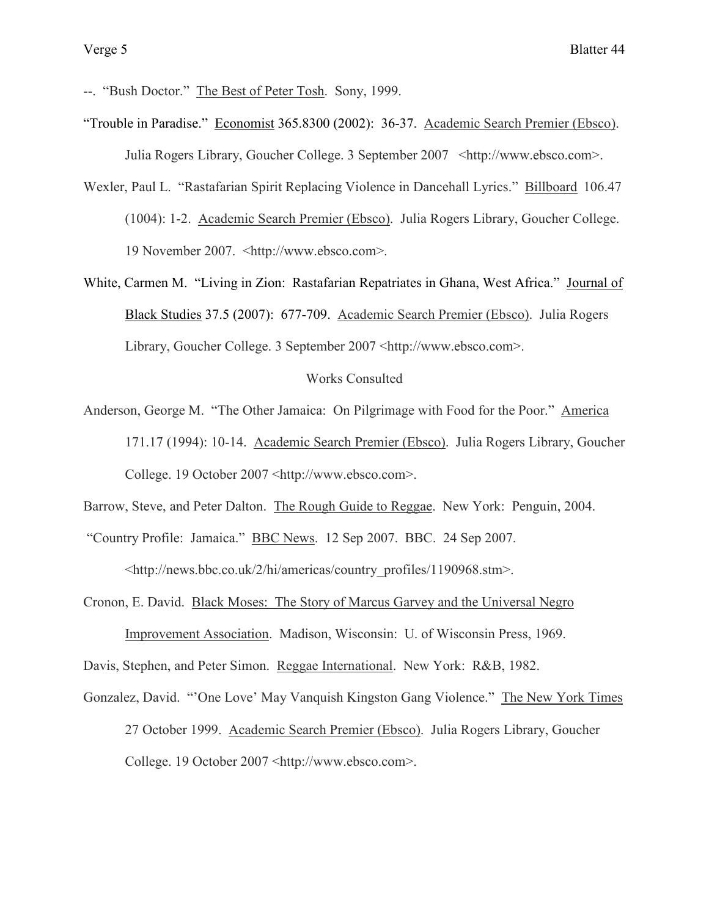--. "Bush Doctor." The Best of Peter Tosh. Sony, 1999.

"Trouble in Paradise." Economist 365.8300 (2002): 36-37. Academic Search Premier (Ebsco). Julia Rogers Library, Goucher College. 3 September 2007 <http://www.ebsco.com>.

Wexler, Paul L. "Rastafarian Spirit Replacing Violence in Dancehall Lyrics." Billboard 106.47 (1004): 1-2. Academic Search Premier (Ebsco). Julia Rogers Library, Goucher College. 19 November 2007. <http://www.ebsco.com>.

White, Carmen M. "Living in Zion: Rastafarian Repatriates in Ghana, West Africa." Journal of Black Studies 37.5 (2007): 677-709. Academic Search Premier (Ebsco). Julia Rogers Library, Goucher College. 3 September 2007 <http://www.ebsco.com>.

## Works Consulted

Anderson, George M. "The Other Jamaica: On Pilgrimage with Food for the Poor." America 171.17 (1994): 10-14. Academic Search Premier (Ebsco). Julia Rogers Library, Goucher College. 19 October 2007 <http://www.ebsco.com>.

Barrow, Steve, and Peter Dalton. The Rough Guide to Reggae. New York: Penguin, 2004.

"Country Profile: Jamaica." BBC News. 12 Sep 2007. BBC. 24 Sep 2007. <http://news.bbc.co.uk/2/hi/americas/country_profiles/1190968.stm>.

Cronon, E. David. Black Moses: The Story of Marcus Garvey and the Universal Negro Improvement Association. Madison, Wisconsin: U. of Wisconsin Press, 1969.

Davis, Stephen, and Peter Simon. Reggae International. New York: R&B, 1982.

Gonzalez, David. "'One Love' May Vanquish Kingston Gang Violence." The New York Times 27 October 1999. Academic Search Premier (Ebsco). Julia Rogers Library, Goucher College. 19 October 2007 <http://www.ebsco.com>.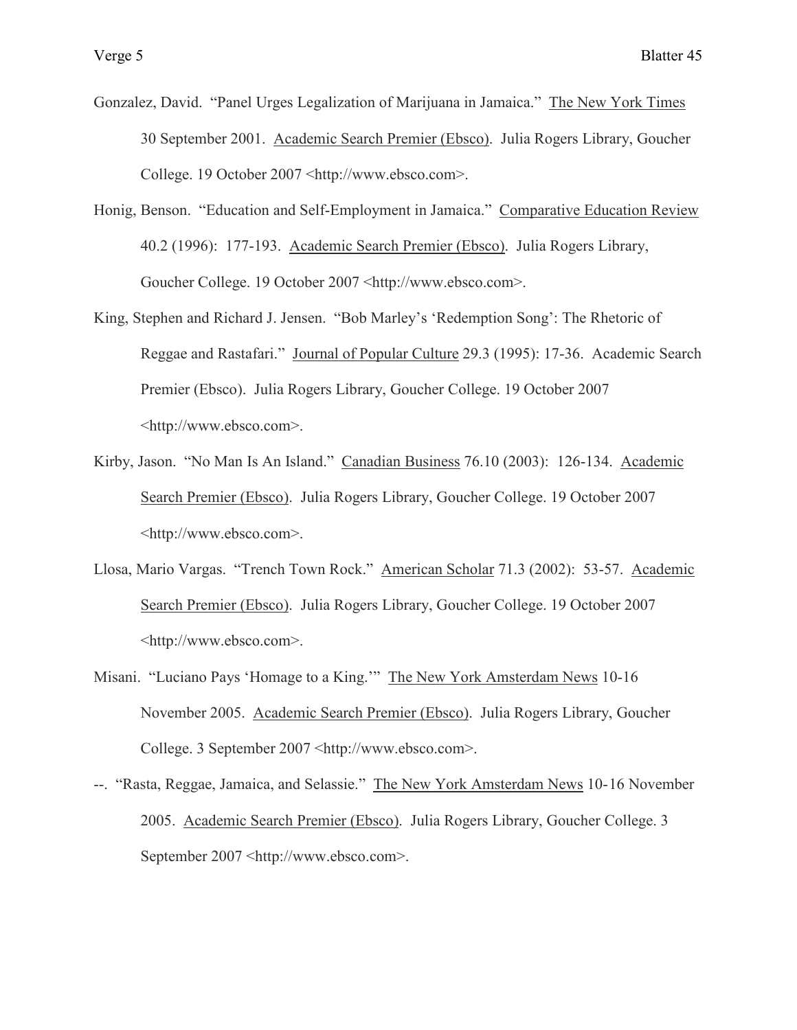Gonzalez, David. "Panel Urges Legalization of Marijuana in Jamaica." The New York Times 30 September 2001. Academic Search Premier (Ebsco). Julia Rogers Library, Goucher College. 19 October 2007 <http://www.ebsco.com>.

Honig, Benson. "Education and Self-Employment in Jamaica." Comparative Education Review 40.2 (1996): 177-193. Academic Search Premier (Ebsco). Julia Rogers Library, Goucher College. 19 October 2007 <http://www.ebsco.com>.

King, Stephen and Richard J. Jensen. "Bob Marley's 'Redemption Song': The Rhetoric of Reggae and Rastafari." Journal of Popular Culture 29.3 (1995): 17-36. Academic Search Premier (Ebsco). Julia Rogers Library, Goucher College. 19 October 2007 <http://www.ebsco.com>.

Kirby, Jason. "No Man Is An Island." Canadian Business 76.10 (2003): 126-134. Academic Search Premier (Ebsco). Julia Rogers Library, Goucher College. 19 October 2007 <http://www.ebsco.com>.

Llosa, Mario Vargas. "Trench Town Rock." American Scholar 71.3 (2002): 53-57. Academic Search Premier (Ebsco). Julia Rogers Library, Goucher College. 19 October 2007 <http://www.ebsco.com>.

Misani. "Luciano Pays 'Homage to a King.'" The New York Amsterdam News 10-16 November 2005. Academic Search Premier (Ebsco). Julia Rogers Library, Goucher College. 3 September 2007 <http://www.ebsco.com>.

--. "Rasta, Reggae, Jamaica, and Selassie." The New York Amsterdam News 10-16 November 2005. Academic Search Premier (Ebsco). Julia Rogers Library, Goucher College. 3 September 2007 <http://www.ebsco.com>.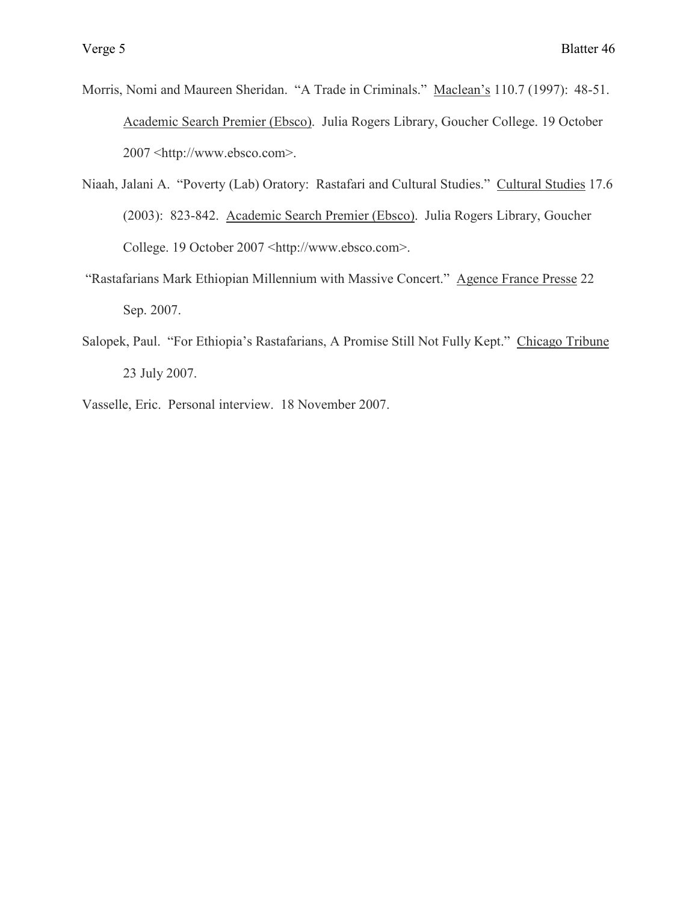Morris, Nomi and Maureen Sheridan. "A Trade in Criminals." Maclean's 110.7 (1997): 48-51. Academic Search Premier (Ebsco). Julia Rogers Library, Goucher College. 19 October 2007 <http://www.ebsco.com>.

Niaah, Jalani A. "Poverty (Lab) Oratory: Rastafari and Cultural Studies." Cultural Studies 17.6 (2003): 823-842. Academic Search Premier (Ebsco). Julia Rogers Library, Goucher College. 19 October 2007 <http://www.ebsco.com>.

"Rastafarians Mark Ethiopian Millennium with Massive Concert." Agence France Presse 22 Sep. 2007.

Salopek, Paul. "For Ethiopia's Rastafarians, A Promise Still Not Fully Kept." Chicago Tribune 23 July 2007.

Vasselle, Eric. Personal interview. 18 November 2007.